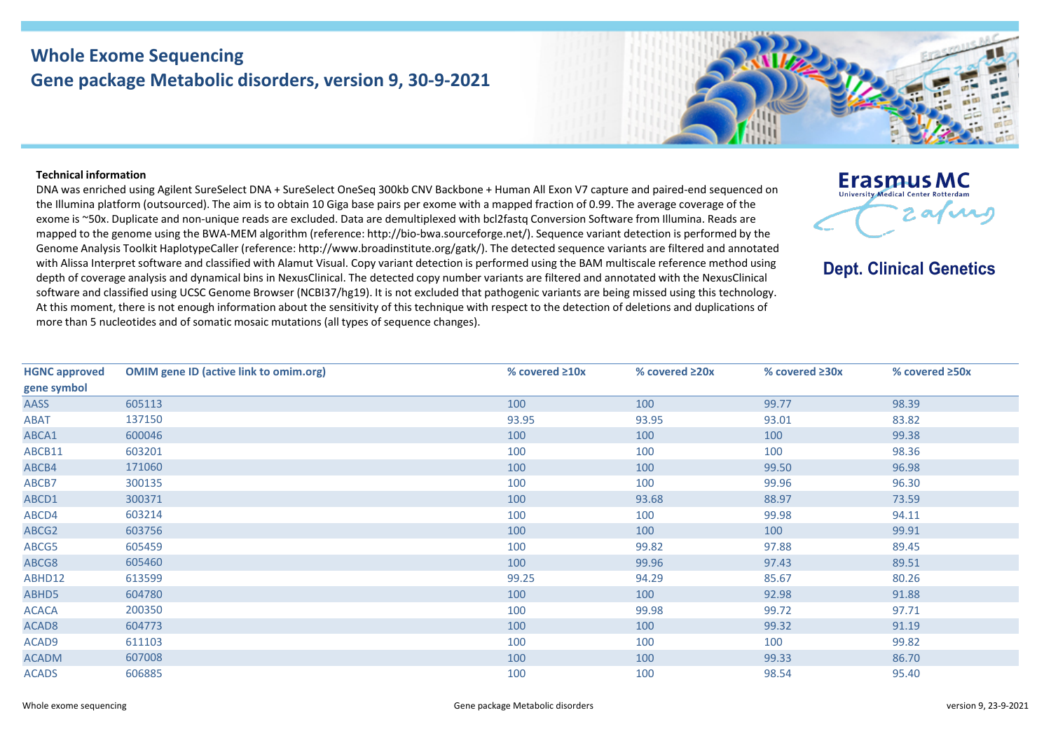# Whole Exome Sequencing

## Gene package Metabolic disorders, version 9, 30-9-2021

Erasmus MC
University Medical Center Rotterdam

**Dept. Clinical Genetics**

**Technical information**

DNA was enriched using Agilent SureSelect DNA + SureSelect OneSeq 300kb CNV Backbone + Human All Exon V7 capture and paired-end sequenced on the Illumina platform (outsourced). The aim is to obtain 10 Giga base pairs per exome with a mapped fraction of 0.99. The average coverage of the exome is ~50x. Duplicate and non-unique reads are excluded. Data are demultiplexed with bcl2fastq Conversion Software from Illumina. Reads are mapped to the genome using the BWA-MEM algorithm (reference: http://bio-bwa.sourceforge.net/). Sequence variant detection is performed by the Genome Analysis Toolkit HaplotypeCaller (reference: http://www.broadinstitute.org/gatk/). The detected sequence variants are filtered and annotated with Alissa Interpret software and classified with Alamut Visual. Copy variant detection is performed using the BAM multiscale reference method using depth of coverage analysis and dynamical bins in NexusClinical. The detected copy number variants are filtered and annotated with the NexusClinical software and classified using UCSC Genome Browser (NCBI37/hg19). It is not excluded that pathogenic variants are being missed using this technology. At this moment, there is not enough information about the sensitivity of this technique with respect to the detection of deletions and duplications of more than 5 nucleotides and of somatic mosaic mutations (all types of sequence changes).

| HGNC approved gene symbol | OMIM gene ID (active link to omim.org) | % covered ≥10x | % covered ≥20x | % covered ≥30x | % covered ≥50x |
|---|---|---|---|---|---|
| AASS | 605113 | 100 | 100 | 99.77 | 98.39 |
| ABAT | 137150 | 93.95 | 93.95 | 93.01 | 83.82 |
| ABCA1 | 600046 | 100 | 100 | 100 | 99.38 |
| ABCB11 | 603201 | 100 | 100 | 100 | 98.36 |
| ABCB4 | 171060 | 100 | 100 | 99.50 | 96.98 |
| ABCB7 | 300135 | 100 | 100 | 99.96 | 96.30 |
| ABCD1 | 300371 | 100 | 93.68 | 88.97 | 73.59 |
| ABCD4 | 603214 | 100 | 100 | 99.98 | 94.11 |
| ABCG2 | 603756 | 100 | 100 | 100 | 99.91 |
| ABCG5 | 605459 | 100 | 99.82 | 97.88 | 89.45 |
| ABCG8 | 605460 | 100 | 99.96 | 97.43 | 89.51 |
| ABHD12 | 613599 | 99.25 | 94.29 | 85.67 | 80.26 |
| ABHD5 | 604780 | 100 | 100 | 92.98 | 91.88 |
| ACACA | 200350 | 100 | 99.98 | 99.72 | 97.71 |
| ACAD8 | 604773 | 100 | 100 | 99.32 | 91.19 |
| ACAD9 | 611103 | 100 | 100 | 100 | 99.82 |
| ACADM | 607008 | 100 | 100 | 99.33 | 86.70 |
| ACADS | 606885 | 100 | 100 | 98.54 | 95.40 |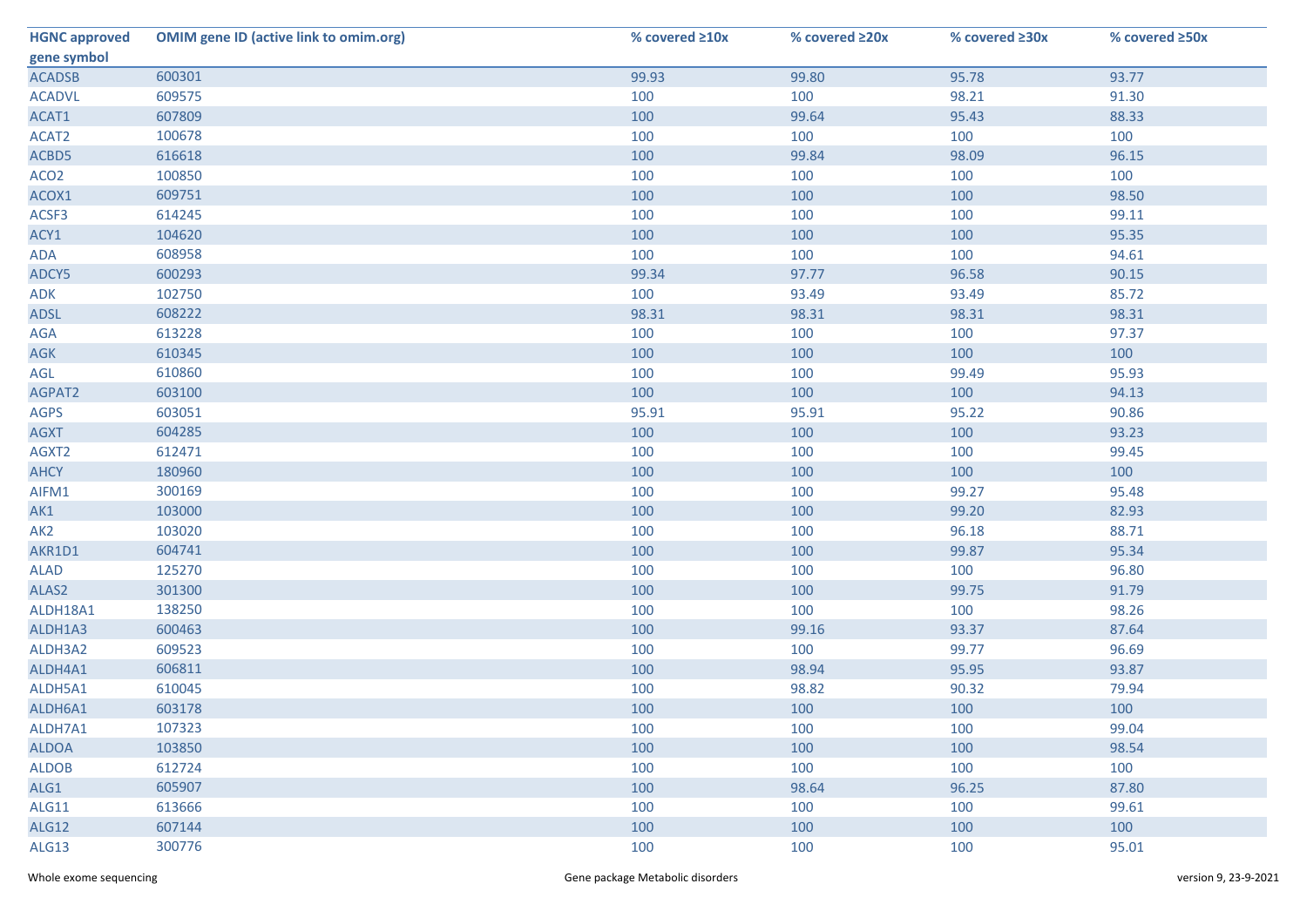| HGNC approved gene symbol | OMIM gene ID (active link to omim.org) | % covered ≥10x | % covered ≥20x | % covered ≥30x | % covered ≥50x |
|---|---|---|---|---|---|
| ACADSB | 600301 | 99.93 | 99.80 | 95.78 | 93.77 |
| ACADVL | 609575 | 100 | 100 | 98.21 | 91.30 |
| ACAT1 | 607809 | 100 | 99.64 | 95.43 | 88.33 |
| ACAT2 | 100678 | 100 | 100 | 100 | 100 |
| ACBD5 | 616618 | 100 | 99.84 | 98.09 | 96.15 |
| ACO2 | 100850 | 100 | 100 | 100 | 100 |
| ACOX1 | 609751 | 100 | 100 | 100 | 98.50 |
| ACSF3 | 614245 | 100 | 100 | 100 | 99.11 |
| ACY1 | 104620 | 100 | 100 | 100 | 95.35 |
| ADA | 608958 | 100 | 100 | 100 | 94.61 |
| ADCY5 | 600293 | 99.34 | 97.77 | 96.58 | 90.15 |
| ADK | 102750 | 100 | 93.49 | 93.49 | 85.72 |
| ADSL | 608222 | 98.31 | 98.31 | 98.31 | 98.31 |
| AGA | 613228 | 100 | 100 | 100 | 97.37 |
| AGK | 610345 | 100 | 100 | 100 | 100 |
| AGL | 610860 | 100 | 100 | 99.49 | 95.93 |
| AGPAT2 | 603100 | 100 | 100 | 100 | 94.13 |
| AGPS | 603051 | 95.91 | 95.91 | 95.22 | 90.86 |
| AGXT | 604285 | 100 | 100 | 100 | 93.23 |
| AGXT2 | 612471 | 100 | 100 | 100 | 99.45 |
| AHCY | 180960 | 100 | 100 | 100 | 100 |
| AIFM1 | 300169 | 100 | 100 | 99.27 | 95.48 |
| AK1 | 103000 | 100 | 100 | 99.20 | 82.93 |
| AK2 | 103020 | 100 | 100 | 96.18 | 88.71 |
| AKR1D1 | 604741 | 100 | 100 | 99.87 | 95.34 |
| ALAD | 125270 | 100 | 100 | 100 | 96.80 |
| ALAS2 | 301300 | 100 | 100 | 99.75 | 91.79 |
| ALDH18A1 | 138250 | 100 | 100 | 100 | 98.26 |
| ALDH1A3 | 600463 | 100 | 99.16 | 93.37 | 87.64 |
| ALDH3A2 | 609523 | 100 | 100 | 99.77 | 96.69 |
| ALDH4A1 | 606811 | 100 | 98.94 | 95.95 | 93.87 |
| ALDH5A1 | 610045 | 100 | 98.82 | 90.32 | 79.94 |
| ALDH6A1 | 603178 | 100 | 100 | 100 | 100 |
| ALDH7A1 | 107323 | 100 | 100 | 100 | 99.04 |
| ALDOA | 103850 | 100 | 100 | 100 | 98.54 |
| ALDOB | 612724 | 100 | 100 | 100 | 100 |
| ALG1 | 605907 | 100 | 98.64 | 96.25 | 87.80 |
| ALG11 | 613666 | 100 | 100 | 100 | 99.61 |
| ALG12 | 607144 | 100 | 100 | 100 | 100 |
| ALG13 | 300776 | 100 | 100 | 100 | 95.01 |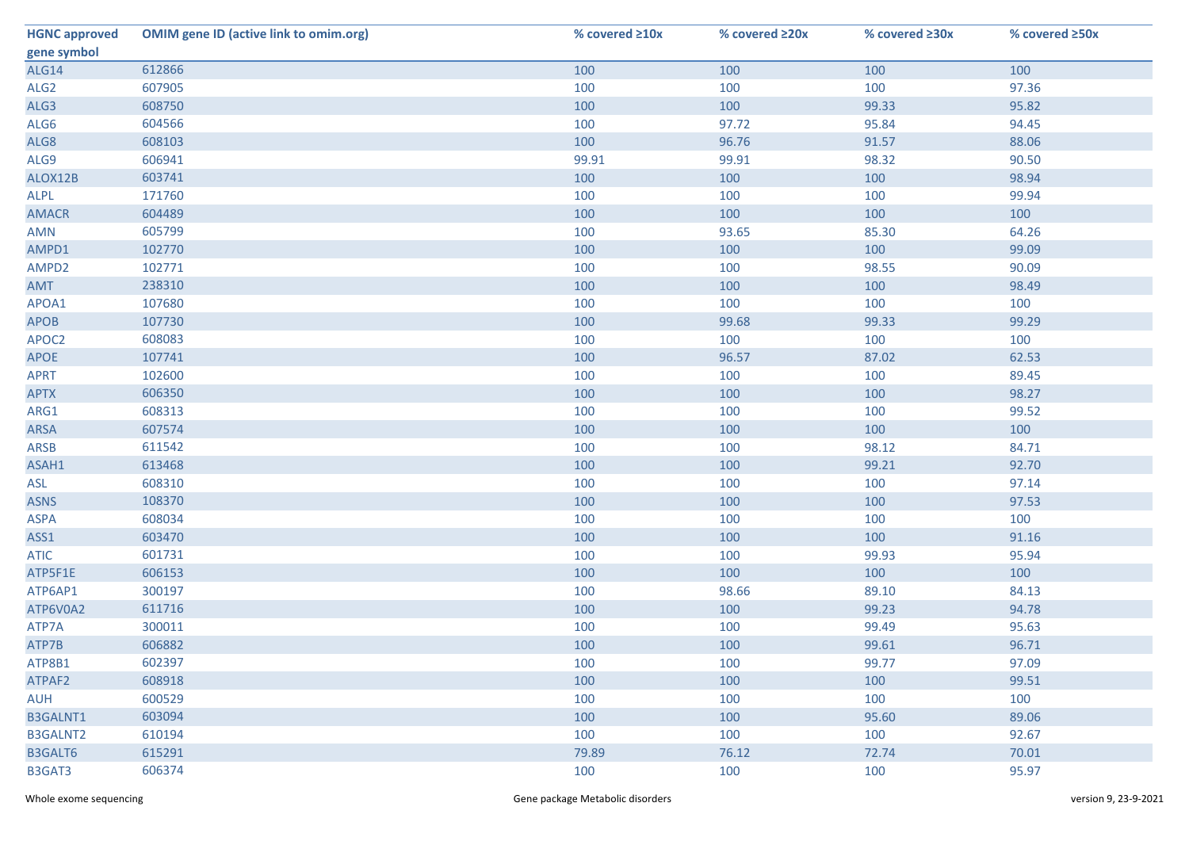| HGNC approved gene symbol | OMIM gene ID (active link to omim.org) | % covered ≥10x | % covered ≥20x | % covered ≥30x | % covered ≥50x |
|---|---|---|---|---|---|
| ALG14 | 612866 | 100 | 100 | 100 | 100 |
| ALG2 | 607905 | 100 | 100 | 100 | 97.36 |
| ALG3 | 608750 | 100 | 100 | 99.33 | 95.82 |
| ALG6 | 604566 | 100 | 97.72 | 95.84 | 94.45 |
| ALG8 | 608103 | 100 | 96.76 | 91.57 | 88.06 |
| ALG9 | 606941 | 99.91 | 99.91 | 98.32 | 90.50 |
| ALOX12B | 603741 | 100 | 100 | 100 | 98.94 |
| ALPL | 171760 | 100 | 100 | 100 | 99.94 |
| AMACR | 604489 | 100 | 100 | 100 | 100 |
| AMN | 605799 | 100 | 93.65 | 85.30 | 64.26 |
| AMPD1 | 102770 | 100 | 100 | 100 | 99.09 |
| AMPD2 | 102771 | 100 | 100 | 98.55 | 90.09 |
| AMT | 238310 | 100 | 100 | 100 | 98.49 |
| APOA1 | 107680 | 100 | 100 | 100 | 100 |
| APOB | 107730 | 100 | 99.68 | 99.33 | 99.29 |
| APOC2 | 608083 | 100 | 100 | 100 | 100 |
| APOE | 107741 | 100 | 96.57 | 87.02 | 62.53 |
| APRT | 102600 | 100 | 100 | 100 | 89.45 |
| APTX | 606350 | 100 | 100 | 100 | 98.27 |
| ARG1 | 608313 | 100 | 100 | 100 | 99.52 |
| ARSA | 607574 | 100 | 100 | 100 | 100 |
| ARSB | 611542 | 100 | 100 | 98.12 | 84.71 |
| ASAH1 | 613468 | 100 | 100 | 99.21 | 92.70 |
| ASL | 608310 | 100 | 100 | 100 | 97.14 |
| ASNS | 108370 | 100 | 100 | 100 | 97.53 |
| ASPA | 608034 | 100 | 100 | 100 | 100 |
| ASS1 | 603470 | 100 | 100 | 100 | 91.16 |
| ATIC | 601731 | 100 | 100 | 99.93 | 95.94 |
| ATP5F1E | 606153 | 100 | 100 | 100 | 100 |
| ATP6AP1 | 300197 | 100 | 98.66 | 89.10 | 84.13 |
| ATP6V0A2 | 611716 | 100 | 100 | 99.23 | 94.78 |
| ATP7A | 300011 | 100 | 100 | 99.49 | 95.63 |
| ATP7B | 606882 | 100 | 100 | 99.61 | 96.71 |
| ATP8B1 | 602397 | 100 | 100 | 99.77 | 97.09 |
| ATPAF2 | 608918 | 100 | 100 | 100 | 99.51 |
| AUH | 600529 | 100 | 100 | 100 | 100 |
| B3GALNT1 | 603094 | 100 | 100 | 95.60 | 89.06 |
| B3GALNT2 | 610194 | 100 | 100 | 100 | 92.67 |
| B3GALT6 | 615291 | 79.89 | 76.12 | 72.74 | 70.01 |
| B3GAT3 | 606374 | 100 | 100 | 100 | 95.97 |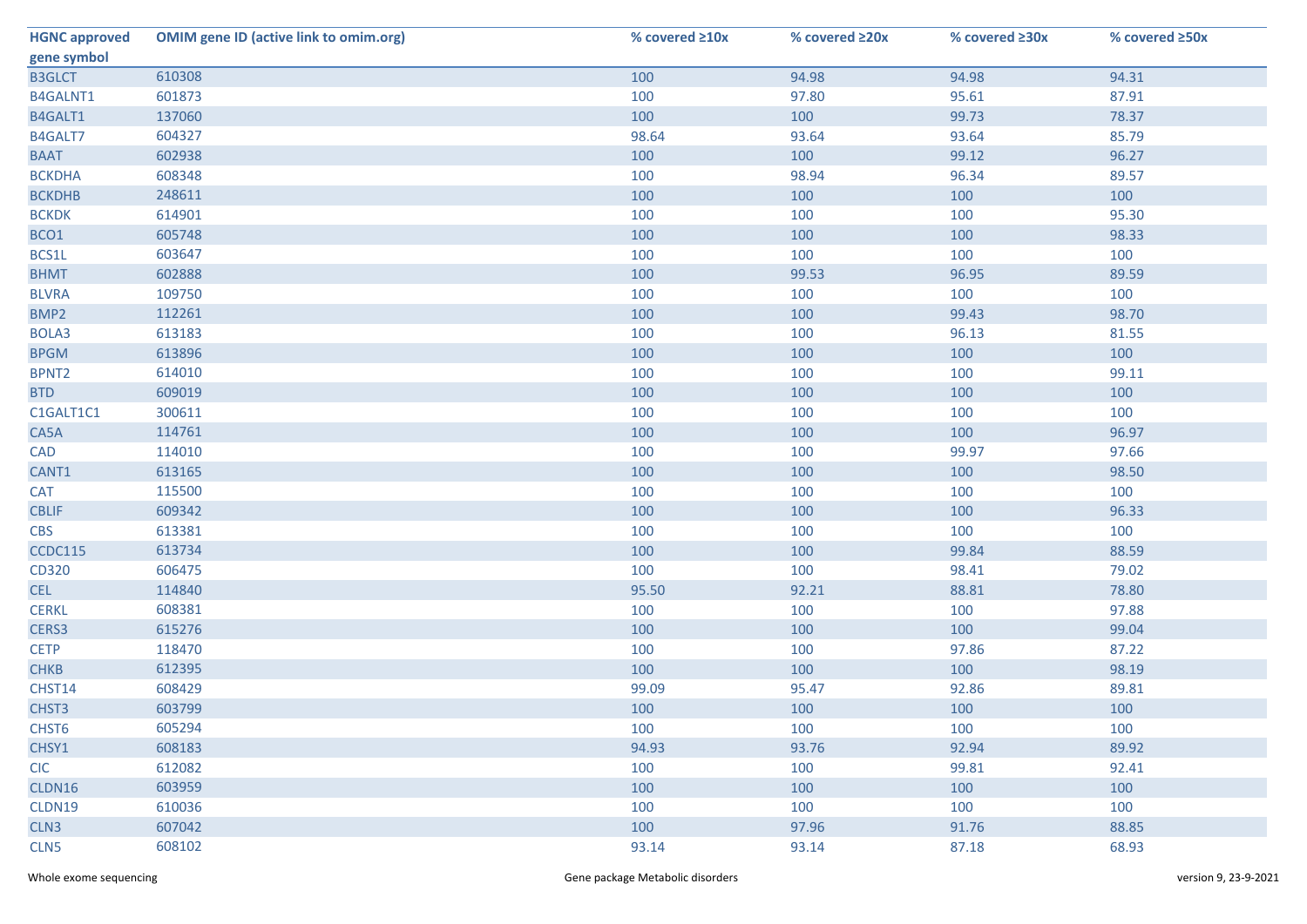| HGNC approved gene symbol | OMIM gene ID (active link to omim.org) | % covered ≥10x | % covered ≥20x | % covered ≥30x | % covered ≥50x |
|---|---|---|---|---|---|
| B3GLCT | 610308 | 100 | 94.98 | 94.98 | 94.31 |
| B4GALNT1 | 601873 | 100 | 97.80 | 95.61 | 87.91 |
| B4GALT1 | 137060 | 100 | 100 | 99.73 | 78.37 |
| B4GALT7 | 604327 | 98.64 | 93.64 | 93.64 | 85.79 |
| BAAT | 602938 | 100 | 100 | 99.12 | 96.27 |
| BCKDHA | 608348 | 100 | 98.94 | 96.34 | 89.57 |
| BCKDHB | 248611 | 100 | 100 | 100 | 100 |
| BCKDK | 614901 | 100 | 100 | 100 | 95.30 |
| BCO1 | 605748 | 100 | 100 | 100 | 98.33 |
| BCS1L | 603647 | 100 | 100 | 100 | 100 |
| BHMT | 602888 | 100 | 99.53 | 96.95 | 89.59 |
| BLVRA | 109750 | 100 | 100 | 100 | 100 |
| BMP2 | 112261 | 100 | 100 | 99.43 | 98.70 |
| BOLA3 | 613183 | 100 | 100 | 96.13 | 81.55 |
| BPGM | 613896 | 100 | 100 | 100 | 100 |
| BPNT2 | 614010 | 100 | 100 | 100 | 99.11 |
| BTD | 609019 | 100 | 100 | 100 | 100 |
| C1GALT1C1 | 300611 | 100 | 100 | 100 | 100 |
| CA5A | 114761 | 100 | 100 | 100 | 96.97 |
| CAD | 114010 | 100 | 100 | 99.97 | 97.66 |
| CANT1 | 613165 | 100 | 100 | 100 | 98.50 |
| CAT | 115500 | 100 | 100 | 100 | 100 |
| CBLIF | 609342 | 100 | 100 | 100 | 96.33 |
| CBS | 613381 | 100 | 100 | 100 | 100 |
| CCDC115 | 613734 | 100 | 100 | 99.84 | 88.59 |
| CD320 | 606475 | 100 | 100 | 98.41 | 79.02 |
| CEL | 114840 | 95.50 | 92.21 | 88.81 | 78.80 |
| CERKL | 608381 | 100 | 100 | 100 | 97.88 |
| CERS3 | 615276 | 100 | 100 | 100 | 99.04 |
| CETP | 118470 | 100 | 100 | 97.86 | 87.22 |
| CHKB | 612395 | 100 | 100 | 100 | 98.19 |
| CHST14 | 608429 | 99.09 | 95.47 | 92.86 | 89.81 |
| CHST3 | 603799 | 100 | 100 | 100 | 100 |
| CHST6 | 605294 | 100 | 100 | 100 | 100 |
| CHSY1 | 608183 | 94.93 | 93.76 | 92.94 | 89.92 |
| CIC | 612082 | 100 | 100 | 99.81 | 92.41 |
| CLDN16 | 603959 | 100 | 100 | 100 | 100 |
| CLDN19 | 610036 | 100 | 100 | 100 | 100 |
| CLN3 | 607042 | 100 | 97.96 | 91.76 | 88.85 |
| CLN5 | 608102 | 93.14 | 93.14 | 87.18 | 68.93 |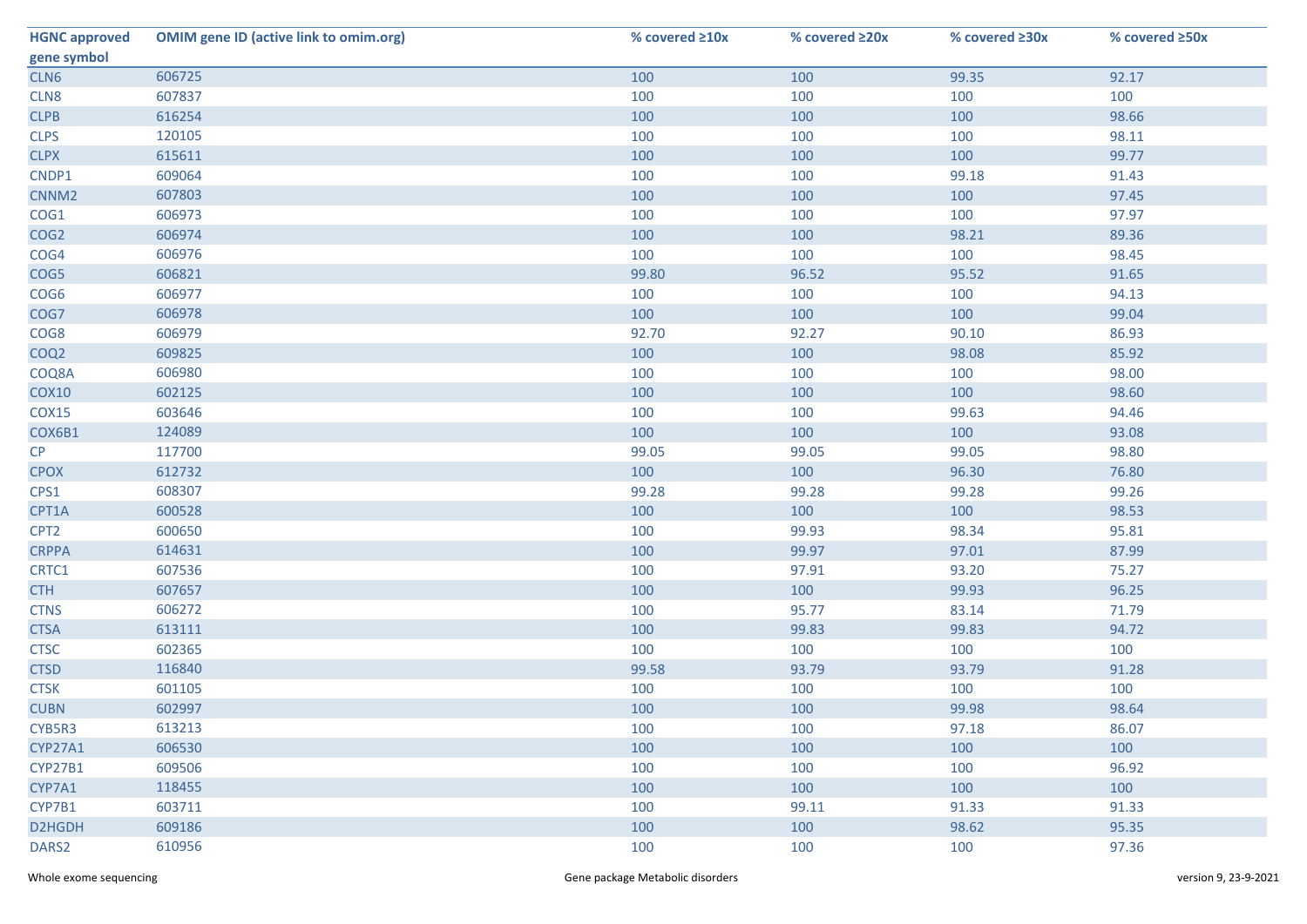| HGNC approved gene symbol | OMIM gene ID (active link to omim.org) | % covered ≥10x | % covered ≥20x | % covered ≥30x | % covered ≥50x |
|---|---|---|---|---|---|
| CLN6 | 606725 | 100 | 100 | 99.35 | 92.17 |
| CLN8 | 607837 | 100 | 100 | 100 | 100 |
| CLPB | 616254 | 100 | 100 | 100 | 98.66 |
| CLPS | 120105 | 100 | 100 | 100 | 98.11 |
| CLPX | 615611 | 100 | 100 | 100 | 99.77 |
| CNDP1 | 609064 | 100 | 100 | 99.18 | 91.43 |
| CNNM2 | 607803 | 100 | 100 | 100 | 97.45 |
| COG1 | 606973 | 100 | 100 | 100 | 97.97 |
| COG2 | 606974 | 100 | 100 | 98.21 | 89.36 |
| COG4 | 606976 | 100 | 100 | 100 | 98.45 |
| COG5 | 606821 | 99.80 | 96.52 | 95.52 | 91.65 |
| COG6 | 606977 | 100 | 100 | 100 | 94.13 |
| COG7 | 606978 | 100 | 100 | 100 | 99.04 |
| COG8 | 606979 | 92.70 | 92.27 | 90.10 | 86.93 |
| COQ2 | 609825 | 100 | 100 | 98.08 | 85.92 |
| COQ8A | 606980 | 100 | 100 | 100 | 98.00 |
| COX10 | 602125 | 100 | 100 | 100 | 98.60 |
| COX15 | 603646 | 100 | 100 | 99.63 | 94.46 |
| COX6B1 | 124089 | 100 | 100 | 100 | 93.08 |
| CP | 117700 | 99.05 | 99.05 | 99.05 | 98.80 |
| CPOX | 612732 | 100 | 100 | 96.30 | 76.80 |
| CPS1 | 608307 | 99.28 | 99.28 | 99.28 | 99.26 |
| CPT1A | 600528 | 100 | 100 | 100 | 98.53 |
| CPT2 | 600650 | 100 | 99.93 | 98.34 | 95.81 |
| CRPPA | 614631 | 100 | 99.97 | 97.01 | 87.99 |
| CRTC1 | 607536 | 100 | 97.91 | 93.20 | 75.27 |
| CTH | 607657 | 100 | 100 | 99.93 | 96.25 |
| CTNS | 606272 | 100 | 95.77 | 83.14 | 71.79 |
| CTSA | 613111 | 100 | 99.83 | 99.83 | 94.72 |
| CTSC | 602365 | 100 | 100 | 100 | 100 |
| CTSD | 116840 | 99.58 | 93.79 | 93.79 | 91.28 |
| CTSK | 601105 | 100 | 100 | 100 | 100 |
| CUBN | 602997 | 100 | 100 | 99.98 | 98.64 |
| CYB5R3 | 613213 | 100 | 100 | 97.18 | 86.07 |
| CYP27A1 | 606530 | 100 | 100 | 100 | 100 |
| CYP27B1 | 609506 | 100 | 100 | 100 | 96.92 |
| CYP7A1 | 118455 | 100 | 100 | 100 | 100 |
| CYP7B1 | 603711 | 100 | 99.11 | 91.33 | 91.33 |
| D2HGDH | 609186 | 100 | 100 | 98.62 | 95.35 |
| DARS2 | 610956 | 100 | 100 | 100 | 97.36 |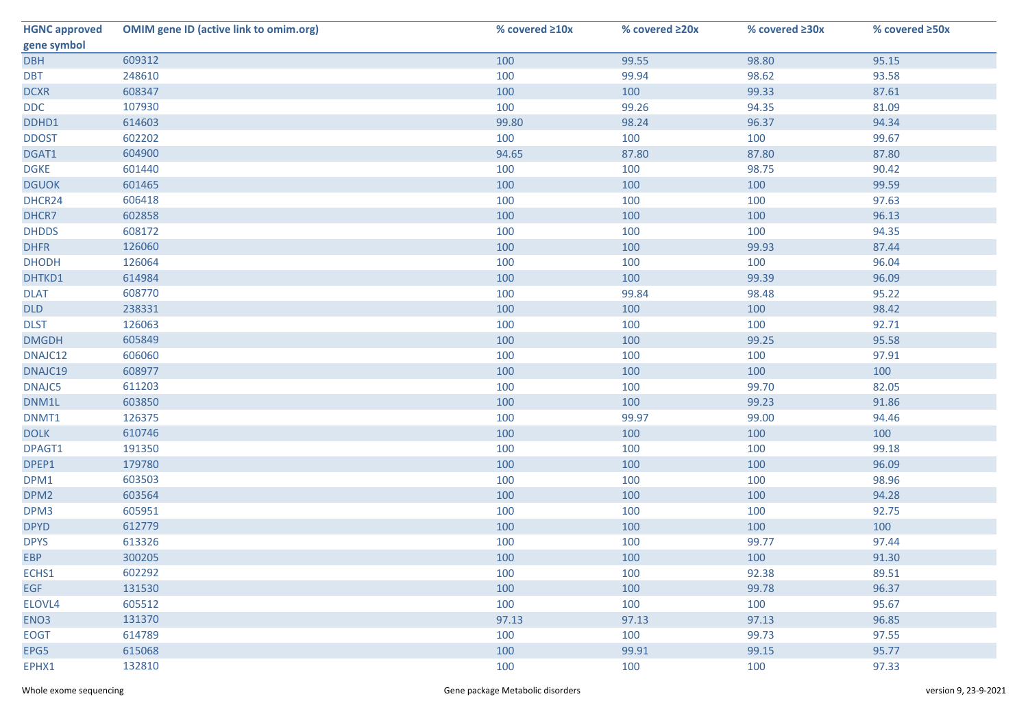| HGNC approved gene symbol | OMIM gene ID (active link to omim.org) | % covered ≥10x | % covered ≥20x | % covered ≥30x | % covered ≥50x |
|---|---|---|---|---|---|
| DBH | 609312 | 100 | 99.55 | 98.80 | 95.15 |
| DBT | 248610 | 100 | 99.94 | 98.62 | 93.58 |
| DCXR | 608347 | 100 | 100 | 99.33 | 87.61 |
| DDC | 107930 | 100 | 99.26 | 94.35 | 81.09 |
| DDHD1 | 614603 | 99.80 | 98.24 | 96.37 | 94.34 |
| DDOST | 602202 | 100 | 100 | 100 | 99.67 |
| DGAT1 | 604900 | 94.65 | 87.80 | 87.80 | 87.80 |
| DGKE | 601440 | 100 | 100 | 98.75 | 90.42 |
| DGUOK | 601465 | 100 | 100 | 100 | 99.59 |
| DHCR24 | 606418 | 100 | 100 | 100 | 97.63 |
| DHCR7 | 602858 | 100 | 100 | 100 | 96.13 |
| DHDDS | 608172 | 100 | 100 | 100 | 94.35 |
| DHFR | 126060 | 100 | 100 | 99.93 | 87.44 |
| DHODH | 126064 | 100 | 100 | 100 | 96.04 |
| DHTKD1 | 614984 | 100 | 100 | 99.39 | 96.09 |
| DLAT | 608770 | 100 | 99.84 | 98.48 | 95.22 |
| DLD | 238331 | 100 | 100 | 100 | 98.42 |
| DLST | 126063 | 100 | 100 | 100 | 92.71 |
| DMGDH | 605849 | 100 | 100 | 99.25 | 95.58 |
| DNAJC12 | 606060 | 100 | 100 | 100 | 97.91 |
| DNAJC19 | 608977 | 100 | 100 | 100 | 100 |
| DNAJC5 | 611203 | 100 | 100 | 99.70 | 82.05 |
| DNM1L | 603850 | 100 | 100 | 99.23 | 91.86 |
| DNMT1 | 126375 | 100 | 99.97 | 99.00 | 94.46 |
| DOLK | 610746 | 100 | 100 | 100 | 100 |
| DPAGT1 | 191350 | 100 | 100 | 100 | 99.18 |
| DPEP1 | 179780 | 100 | 100 | 100 | 96.09 |
| DPM1 | 603503 | 100 | 100 | 100 | 98.96 |
| DPM2 | 603564 | 100 | 100 | 100 | 94.28 |
| DPM3 | 605951 | 100 | 100 | 100 | 92.75 |
| DPYD | 612779 | 100 | 100 | 100 | 100 |
| DPYS | 613326 | 100 | 100 | 99.77 | 97.44 |
| EBP | 300205 | 100 | 100 | 100 | 91.30 |
| ECHS1 | 602292 | 100 | 100 | 92.38 | 89.51 |
| EGF | 131530 | 100 | 100 | 99.78 | 96.37 |
| ELOVL4 | 605512 | 100 | 100 | 100 | 95.67 |
| ENO3 | 131370 | 97.13 | 97.13 | 97.13 | 96.85 |
| EOGT | 614789 | 100 | 100 | 99.73 | 97.55 |
| EPG5 | 615068 | 100 | 99.91 | 99.15 | 95.77 |
| EPHX1 | 132810 | 100 | 100 | 100 | 97.33 |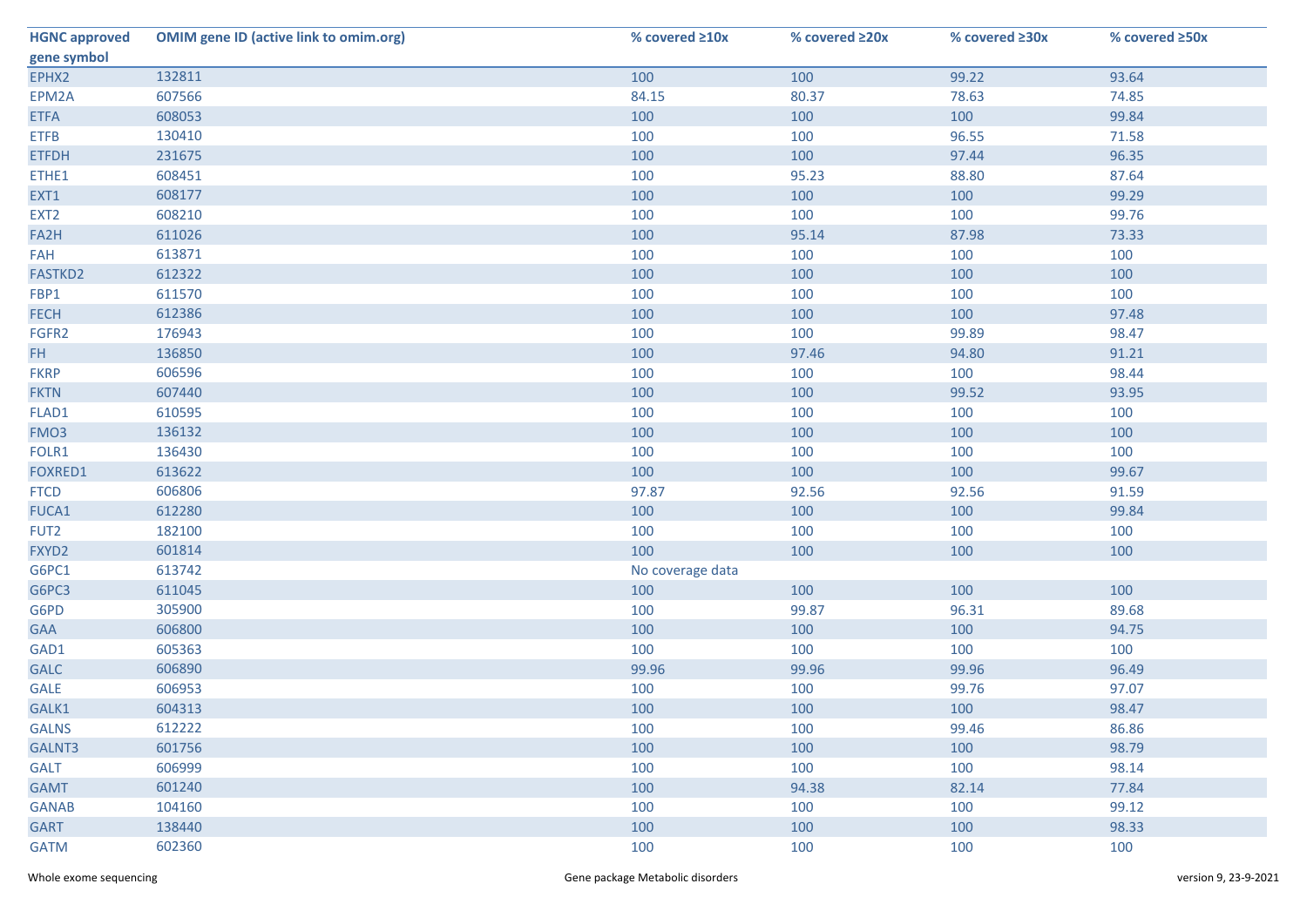| HGNC approved gene symbol | OMIM gene ID (active link to omim.org) | % covered ≥10x | % covered ≥20x | % covered ≥30x | % covered ≥50x |
|---|---|---|---|---|---|
| EPHX2 | 132811 | 100 | 100 | 99.22 | 93.64 |
| EPM2A | 607566 | 84.15 | 80.37 | 78.63 | 74.85 |
| ETFA | 608053 | 100 | 100 | 100 | 99.84 |
| ETFB | 130410 | 100 | 100 | 96.55 | 71.58 |
| ETFDH | 231675 | 100 | 100 | 97.44 | 96.35 |
| ETHE1 | 608451 | 100 | 95.23 | 88.80 | 87.64 |
| EXT1 | 608177 | 100 | 100 | 100 | 99.29 |
| EXT2 | 608210 | 100 | 100 | 100 | 99.76 |
| FA2H | 611026 | 100 | 95.14 | 87.98 | 73.33 |
| FAH | 613871 | 100 | 100 | 100 | 100 |
| FASTKD2 | 612322 | 100 | 100 | 100 | 100 |
| FBP1 | 611570 | 100 | 100 | 100 | 100 |
| FECH | 612386 | 100 | 100 | 100 | 97.48 |
| FGFR2 | 176943 | 100 | 100 | 99.89 | 98.47 |
| FH | 136850 | 100 | 97.46 | 94.80 | 91.21 |
| FKRP | 606596 | 100 | 100 | 100 | 98.44 |
| FKTN | 607440 | 100 | 100 | 99.52 | 93.95 |
| FLAD1 | 610595 | 100 | 100 | 100 | 100 |
| FMO3 | 136132 | 100 | 100 | 100 | 100 |
| FOLR1 | 136430 | 100 | 100 | 100 | 100 |
| FOXRED1 | 613622 | 100 | 100 | 100 | 99.67 |
| FTCD | 606806 | 97.87 | 92.56 | 92.56 | 91.59 |
| FUCA1 | 612280 | 100 | 100 | 100 | 99.84 |
| FUT2 | 182100 | 100 | 100 | 100 | 100 |
| FXYD2 | 601814 | 100 | 100 | 100 | 100 |
| G6PC1 | 613742 | No coverage data | | | |
| G6PC3 | 611045 | 100 | 100 | 100 | 100 |
| G6PD | 305900 | 100 | 99.87 | 96.31 | 89.68 |
| GAA | 606800 | 100 | 100 | 100 | 94.75 |
| GAD1 | 605363 | 100 | 100 | 100 | 100 |
| GALC | 606890 | 99.96 | 99.96 | 99.96 | 96.49 |
| GALE | 606953 | 100 | 100 | 99.76 | 97.07 |
| GALK1 | 604313 | 100 | 100 | 100 | 98.47 |
| GALNS | 612222 | 100 | 100 | 99.46 | 86.86 |
| GALNT3 | 601756 | 100 | 100 | 100 | 98.79 |
| GALT | 606999 | 100 | 100 | 100 | 98.14 |
| GAMT | 601240 | 100 | 94.38 | 82.14 | 77.84 |
| GANAB | 104160 | 100 | 100 | 100 | 99.12 |
| GART | 138440 | 100 | 100 | 100 | 98.33 |
| GATM | 602360 | 100 | 100 | 100 | 100 |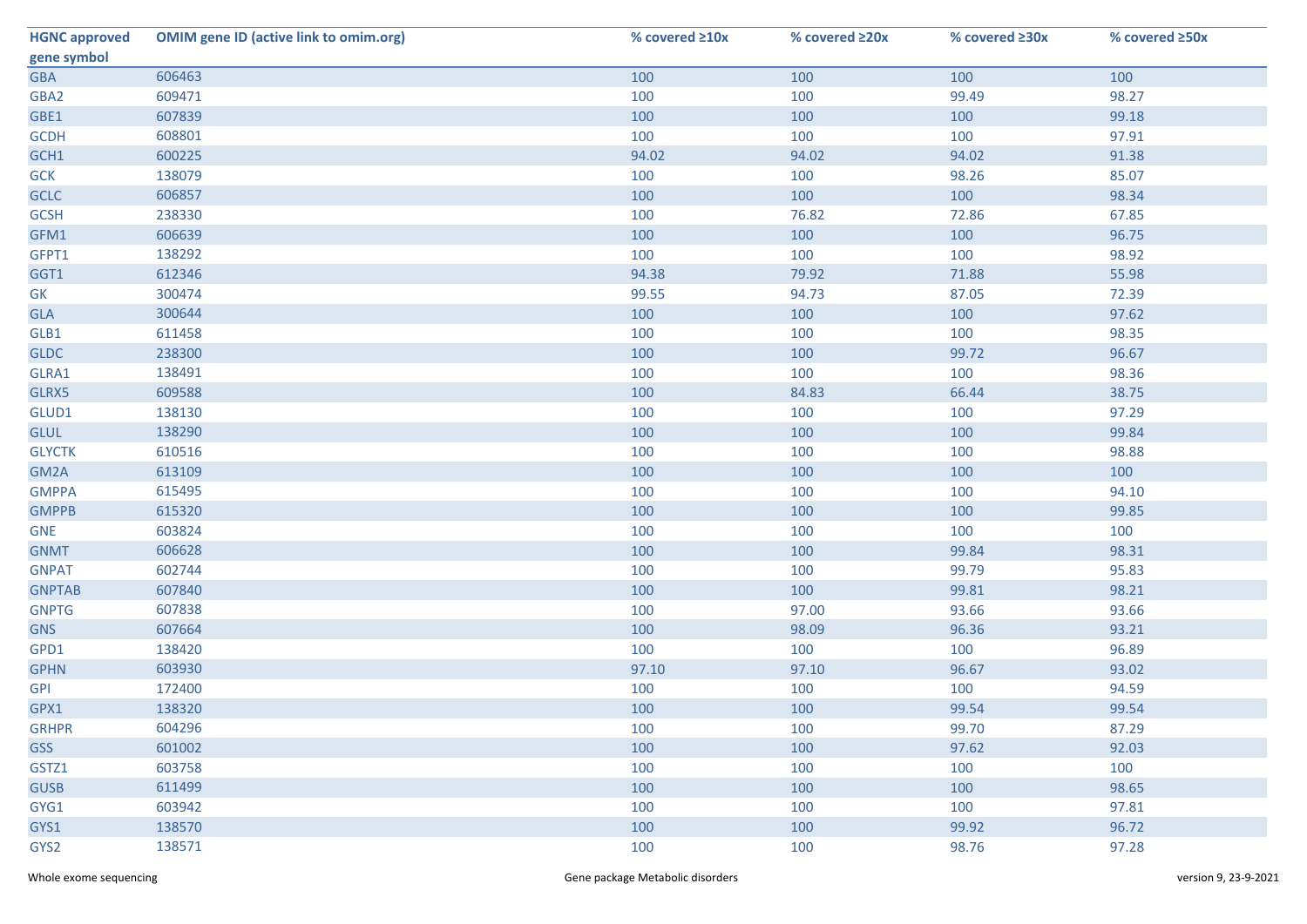| HGNC approved gene symbol | OMIM gene ID (active link to omim.org) | % covered ≥10x | % covered ≥20x | % covered ≥30x | % covered ≥50x |
|---|---|---|---|---|---|
| GBA | 606463 | 100 | 100 | 100 | 100 |
| GBA2 | 609471 | 100 | 100 | 99.49 | 98.27 |
| GBE1 | 607839 | 100 | 100 | 100 | 99.18 |
| GCDH | 608801 | 100 | 100 | 100 | 97.91 |
| GCH1 | 600225 | 94.02 | 94.02 | 94.02 | 91.38 |
| GCK | 138079 | 100 | 100 | 98.26 | 85.07 |
| GCLC | 606857 | 100 | 100 | 100 | 98.34 |
| GCSH | 238330 | 100 | 76.82 | 72.86 | 67.85 |
| GFM1 | 606639 | 100 | 100 | 100 | 96.75 |
| GFPT1 | 138292 | 100 | 100 | 100 | 98.92 |
| GGT1 | 612346 | 94.38 | 79.92 | 71.88 | 55.98 |
| GK | 300474 | 99.55 | 94.73 | 87.05 | 72.39 |
| GLA | 300644 | 100 | 100 | 100 | 97.62 |
| GLB1 | 611458 | 100 | 100 | 100 | 98.35 |
| GLDC | 238300 | 100 | 100 | 99.72 | 96.67 |
| GLRA1 | 138491 | 100 | 100 | 100 | 98.36 |
| GLRX5 | 609588 | 100 | 84.83 | 66.44 | 38.75 |
| GLUD1 | 138130 | 100 | 100 | 100 | 97.29 |
| GLUL | 138290 | 100 | 100 | 100 | 99.84 |
| GLYCTK | 610516 | 100 | 100 | 100 | 98.88 |
| GM2A | 613109 | 100 | 100 | 100 | 100 |
| GMPPA | 615495 | 100 | 100 | 100 | 94.10 |
| GMPPB | 615320 | 100 | 100 | 100 | 99.85 |
| GNE | 603824 | 100 | 100 | 100 | 100 |
| GNMT | 606628 | 100 | 100 | 99.84 | 98.31 |
| GNPAT | 602744 | 100 | 100 | 99.79 | 95.83 |
| GNPTAB | 607840 | 100 | 100 | 99.81 | 98.21 |
| GNPTG | 607838 | 100 | 97.00 | 93.66 | 93.66 |
| GNS | 607664 | 100 | 98.09 | 96.36 | 93.21 |
| GPD1 | 138420 | 100 | 100 | 100 | 96.89 |
| GPHN | 603930 | 97.10 | 97.10 | 96.67 | 93.02 |
| GPI | 172400 | 100 | 100 | 100 | 94.59 |
| GPX1 | 138320 | 100 | 100 | 99.54 | 99.54 |
| GRHPR | 604296 | 100 | 100 | 99.70 | 87.29 |
| GSS | 601002 | 100 | 100 | 97.62 | 92.03 |
| GSTZ1 | 603758 | 100 | 100 | 100 | 100 |
| GUSB | 611499 | 100 | 100 | 100 | 98.65 |
| GYG1 | 603942 | 100 | 100 | 100 | 97.81 |
| GYS1 | 138570 | 100 | 100 | 99.92 | 96.72 |
| GYS2 | 138571 | 100 | 100 | 98.76 | 97.28 |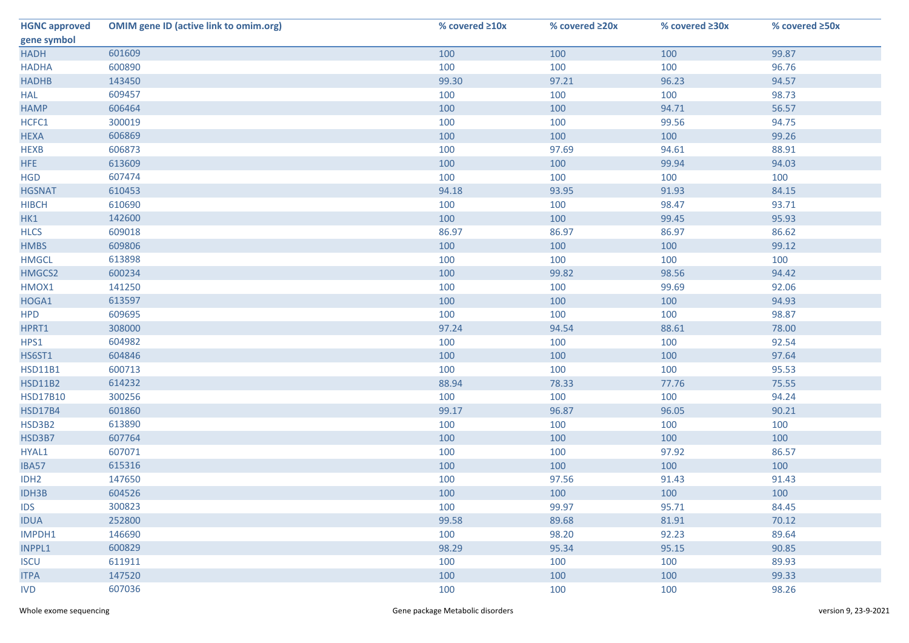| HGNC approved gene symbol | OMIM gene ID (active link to omim.org) | % covered ≥10x | % covered ≥20x | % covered ≥30x | % covered ≥50x |
|---|---|---|---|---|---|
| HADH | 601609 | 100 | 100 | 100 | 99.87 |
| HADHA | 600890 | 100 | 100 | 100 | 96.76 |
| HADHB | 143450 | 99.30 | 97.21 | 96.23 | 94.57 |
| HAL | 609457 | 100 | 100 | 100 | 98.73 |
| HAMP | 606464 | 100 | 100 | 94.71 | 56.57 |
| HCFC1 | 300019 | 100 | 100 | 99.56 | 94.75 |
| HEXA | 606869 | 100 | 100 | 100 | 99.26 |
| HEXB | 606873 | 100 | 97.69 | 94.61 | 88.91 |
| HFE | 613609 | 100 | 100 | 99.94 | 94.03 |
| HGD | 607474 | 100 | 100 | 100 | 100 |
| HGSNAT | 610453 | 94.18 | 93.95 | 91.93 | 84.15 |
| HIBCH | 610690 | 100 | 100 | 98.47 | 93.71 |
| HK1 | 142600 | 100 | 100 | 99.45 | 95.93 |
| HLCS | 609018 | 86.97 | 86.97 | 86.97 | 86.62 |
| HMBS | 609806 | 100 | 100 | 100 | 99.12 |
| HMGCL | 613898 | 100 | 100 | 100 | 100 |
| HMGCS2 | 600234 | 100 | 99.82 | 98.56 | 94.42 |
| HMOX1 | 141250 | 100 | 100 | 99.69 | 92.06 |
| HOGA1 | 613597 | 100 | 100 | 100 | 94.93 |
| HPD | 609695 | 100 | 100 | 100 | 98.87 |
| HPRT1 | 308000 | 97.24 | 94.54 | 88.61 | 78.00 |
| HPS1 | 604982 | 100 | 100 | 100 | 92.54 |
| HS6ST1 | 604846 | 100 | 100 | 100 | 97.64 |
| HSD11B1 | 600713 | 100 | 100 | 100 | 95.53 |
| HSD11B2 | 614232 | 88.94 | 78.33 | 77.76 | 75.55 |
| HSD17B10 | 300256 | 100 | 100 | 100 | 94.24 |
| HSD17B4 | 601860 | 99.17 | 96.87 | 96.05 | 90.21 |
| HSD3B2 | 613890 | 100 | 100 | 100 | 100 |
| HSD3B7 | 607764 | 100 | 100 | 100 | 100 |
| HYAL1 | 607071 | 100 | 100 | 97.92 | 86.57 |
| IBA57 | 615316 | 100 | 100 | 100 | 100 |
| IDH2 | 147650 | 100 | 97.56 | 91.43 | 91.43 |
| IDH3B | 604526 | 100 | 100 | 100 | 100 |
| IDS | 300823 | 100 | 99.97 | 95.71 | 84.45 |
| IDUA | 252800 | 99.58 | 89.68 | 81.91 | 70.12 |
| IMPDH1 | 146690 | 100 | 98.20 | 92.23 | 89.64 |
| INPPL1 | 600829 | 98.29 | 95.34 | 95.15 | 90.85 |
| ISCU | 611911 | 100 | 100 | 100 | 89.93 |
| ITPA | 147520 | 100 | 100 | 100 | 99.33 |
| IVD | 607036 | 100 | 100 | 100 | 98.26 |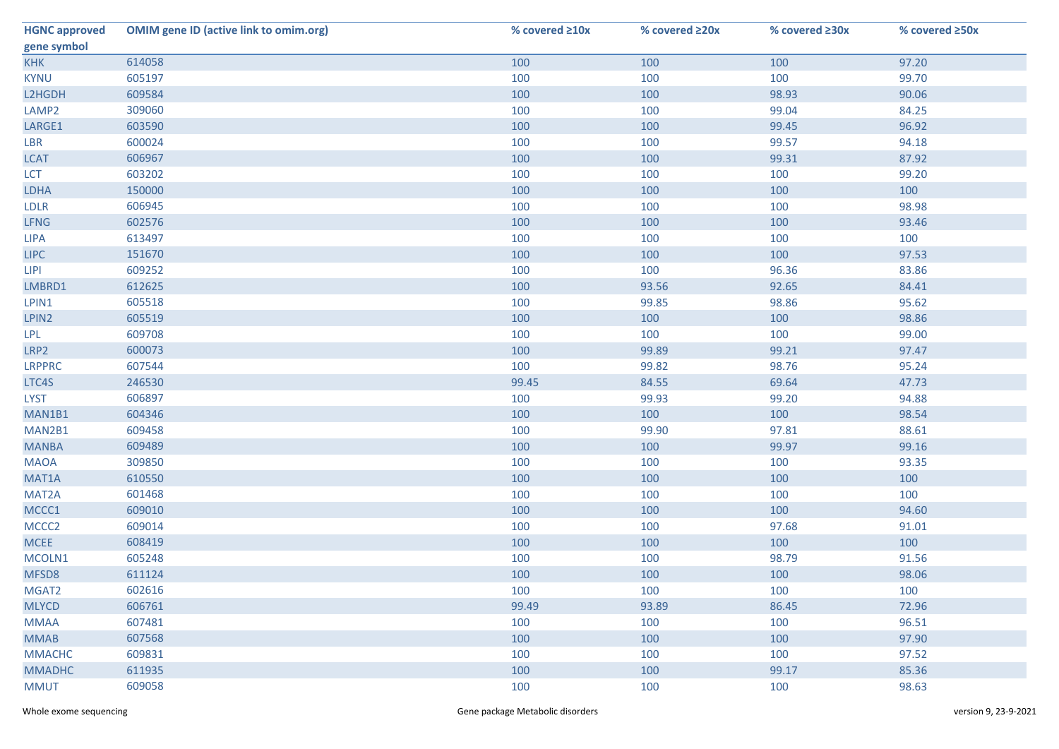| HGNC approved gene symbol | OMIM gene ID (active link to omim.org) | % covered ≥10x | % covered ≥20x | % covered ≥30x | % covered ≥50x |
|---|---|---|---|---|---|
| KHK | 614058 | 100 | 100 | 100 | 97.20 |
| KYNU | 605197 | 100 | 100 | 100 | 99.70 |
| L2HGDH | 609584 | 100 | 100 | 98.93 | 90.06 |
| LAMP2 | 309060 | 100 | 100 | 99.04 | 84.25 |
| LARGE1 | 603590 | 100 | 100 | 99.45 | 96.92 |
| LBR | 600024 | 100 | 100 | 99.57 | 94.18 |
| LCAT | 606967 | 100 | 100 | 99.31 | 87.92 |
| LCT | 603202 | 100 | 100 | 100 | 99.20 |
| LDHA | 150000 | 100 | 100 | 100 | 100 |
| LDLR | 606945 | 100 | 100 | 100 | 98.98 |
| LFNG | 602576 | 100 | 100 | 100 | 93.46 |
| LIPA | 613497 | 100 | 100 | 100 | 100 |
| LIPC | 151670 | 100 | 100 | 100 | 97.53 |
| LIPI | 609252 | 100 | 100 | 96.36 | 83.86 |
| LMBRD1 | 612625 | 100 | 93.56 | 92.65 | 84.41 |
| LPIN1 | 605518 | 100 | 99.85 | 98.86 | 95.62 |
| LPIN2 | 605519 | 100 | 100 | 100 | 98.86 |
| LPL | 609708 | 100 | 100 | 100 | 99.00 |
| LRP2 | 600073 | 100 | 99.89 | 99.21 | 97.47 |
| LRPPRC | 607544 | 100 | 99.82 | 98.76 | 95.24 |
| LTC4S | 246530 | 99.45 | 84.55 | 69.64 | 47.73 |
| LYST | 606897 | 100 | 99.93 | 99.20 | 94.88 |
| MAN1B1 | 604346 | 100 | 100 | 100 | 98.54 |
| MAN2B1 | 609458 | 100 | 99.90 | 97.81 | 88.61 |
| MANBA | 609489 | 100 | 100 | 99.97 | 99.16 |
| MAOA | 309850 | 100 | 100 | 100 | 93.35 |
| MAT1A | 610550 | 100 | 100 | 100 | 100 |
| MAT2A | 601468 | 100 | 100 | 100 | 100 |
| MCCC1 | 609010 | 100 | 100 | 100 | 94.60 |
| MCCC2 | 609014 | 100 | 100 | 97.68 | 91.01 |
| MCEE | 608419 | 100 | 100 | 100 | 100 |
| MCOLN1 | 605248 | 100 | 100 | 98.79 | 91.56 |
| MFSD8 | 611124 | 100 | 100 | 100 | 98.06 |
| MGAT2 | 602616 | 100 | 100 | 100 | 100 |
| MLYCD | 606761 | 99.49 | 93.89 | 86.45 | 72.96 |
| MMAA | 607481 | 100 | 100 | 100 | 96.51 |
| MMAB | 607568 | 100 | 100 | 100 | 97.90 |
| MMACHC | 609831 | 100 | 100 | 100 | 97.52 |
| MMADHC | 611935 | 100 | 100 | 99.17 | 85.36 |
| MMUT | 609058 | 100 | 100 | 100 | 98.63 |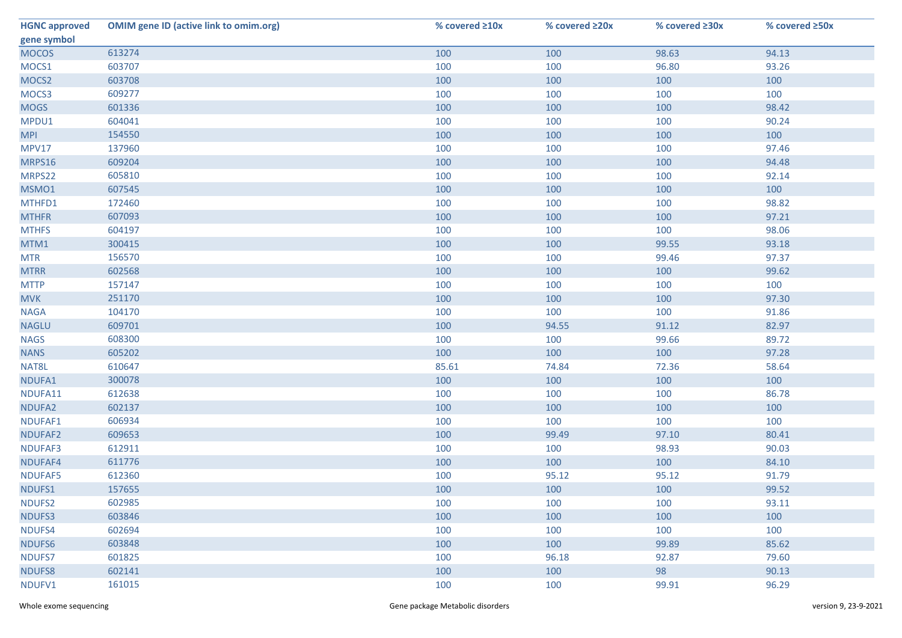| HGNC approved gene symbol | OMIM gene ID (active link to omim.org) | % covered ≥10x | % covered ≥20x | % covered ≥30x | % covered ≥50x |
|---|---|---|---|---|---|
| MOCOS | 613274 | 100 | 100 | 98.63 | 94.13 |
| MOCS1 | 603707 | 100 | 100 | 96.80 | 93.26 |
| MOCS2 | 603708 | 100 | 100 | 100 | 100 |
| MOCS3 | 609277 | 100 | 100 | 100 | 100 |
| MOGS | 601336 | 100 | 100 | 100 | 98.42 |
| MPDU1 | 604041 | 100 | 100 | 100 | 90.24 |
| MPI | 154550 | 100 | 100 | 100 | 100 |
| MPV17 | 137960 | 100 | 100 | 100 | 97.46 |
| MRPS16 | 609204 | 100 | 100 | 100 | 94.48 |
| MRPS22 | 605810 | 100 | 100 | 100 | 92.14 |
| MSMO1 | 607545 | 100 | 100 | 100 | 100 |
| MTHFD1 | 172460 | 100 | 100 | 100 | 98.82 |
| MTHFR | 607093 | 100 | 100 | 100 | 97.21 |
| MTHFS | 604197 | 100 | 100 | 100 | 98.06 |
| MTM1 | 300415 | 100 | 100 | 99.55 | 93.18 |
| MTR | 156570 | 100 | 100 | 99.46 | 97.37 |
| MTRR | 602568 | 100 | 100 | 100 | 99.62 |
| MTTP | 157147 | 100 | 100 | 100 | 100 |
| MVK | 251170 | 100 | 100 | 100 | 97.30 |
| NAGA | 104170 | 100 | 100 | 100 | 91.86 |
| NAGLU | 609701 | 100 | 94.55 | 91.12 | 82.97 |
| NAGS | 608300 | 100 | 100 | 99.66 | 89.72 |
| NANS | 605202 | 100 | 100 | 100 | 97.28 |
| NAT8L | 610647 | 85.61 | 74.84 | 72.36 | 58.64 |
| NDUFA1 | 300078 | 100 | 100 | 100 | 100 |
| NDUFA11 | 612638 | 100 | 100 | 100 | 86.78 |
| NDUFA2 | 602137 | 100 | 100 | 100 | 100 |
| NDUFAF1 | 606934 | 100 | 100 | 100 | 100 |
| NDUFAF2 | 609653 | 100 | 99.49 | 97.10 | 80.41 |
| NDUFAF3 | 612911 | 100 | 100 | 98.93 | 90.03 |
| NDUFAF4 | 611776 | 100 | 100 | 100 | 84.10 |
| NDUFAF5 | 612360 | 100 | 95.12 | 95.12 | 91.79 |
| NDUFS1 | 157655 | 100 | 100 | 100 | 99.52 |
| NDUFS2 | 602985 | 100 | 100 | 100 | 93.11 |
| NDUFS3 | 603846 | 100 | 100 | 100 | 100 |
| NDUFS4 | 602694 | 100 | 100 | 100 | 100 |
| NDUFS6 | 603848 | 100 | 100 | 99.89 | 85.62 |
| NDUFS7 | 601825 | 100 | 96.18 | 92.87 | 79.60 |
| NDUFS8 | 602141 | 100 | 100 | 98 | 90.13 |
| NDUFV1 | 161015 | 100 | 100 | 99.91 | 96.29 |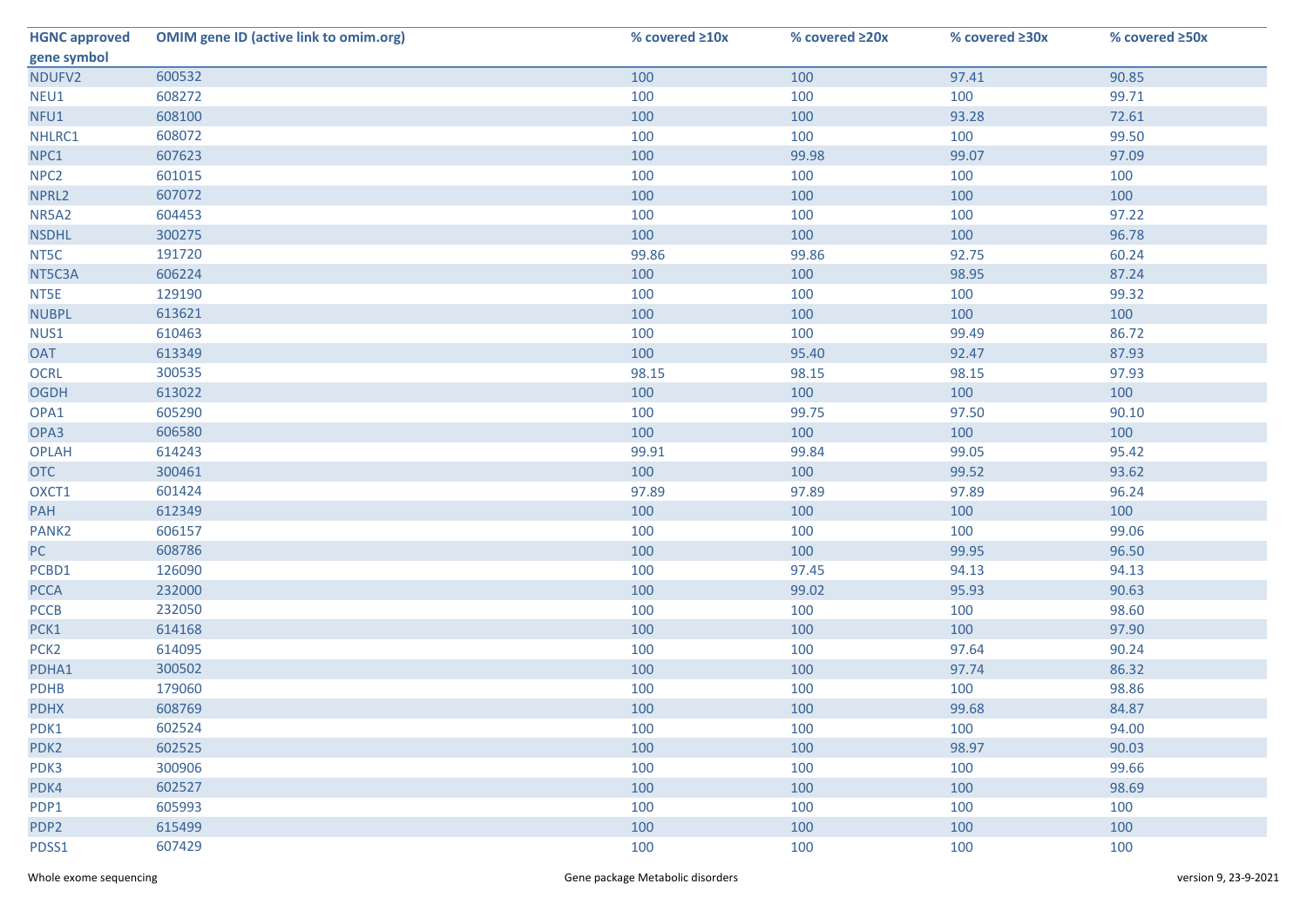| HGNC approved gene symbol | OMIM gene ID (active link to omim.org) | % covered ≥10x | % covered ≥20x | % covered ≥30x | % covered ≥50x |
|---|---|---|---|---|---|
| NDUFV2 | 600532 | 100 | 100 | 97.41 | 90.85 |
| NEU1 | 608272 | 100 | 100 | 100 | 99.71 |
| NFU1 | 608100 | 100 | 100 | 93.28 | 72.61 |
| NHLRC1 | 608072 | 100 | 100 | 100 | 99.50 |
| NPC1 | 607623 | 100 | 99.98 | 99.07 | 97.09 |
| NPC2 | 601015 | 100 | 100 | 100 | 100 |
| NPRL2 | 607072 | 100 | 100 | 100 | 100 |
| NR5A2 | 604453 | 100 | 100 | 100 | 97.22 |
| NSDHL | 300275 | 100 | 100 | 100 | 96.78 |
| NT5C | 191720 | 99.86 | 99.86 | 92.75 | 60.24 |
| NT5C3A | 606224 | 100 | 100 | 98.95 | 87.24 |
| NT5E | 129190 | 100 | 100 | 100 | 99.32 |
| NUBPL | 613621 | 100 | 100 | 100 | 100 |
| NUS1 | 610463 | 100 | 100 | 99.49 | 86.72 |
| OAT | 613349 | 100 | 95.40 | 92.47 | 87.93 |
| OCRL | 300535 | 98.15 | 98.15 | 98.15 | 97.93 |
| OGDH | 613022 | 100 | 100 | 100 | 100 |
| OPA1 | 605290 | 100 | 99.75 | 97.50 | 90.10 |
| OPA3 | 606580 | 100 | 100 | 100 | 100 |
| OPLAH | 614243 | 99.91 | 99.84 | 99.05 | 95.42 |
| OTC | 300461 | 100 | 100 | 99.52 | 93.62 |
| OXCT1 | 601424 | 97.89 | 97.89 | 97.89 | 96.24 |
| PAH | 612349 | 100 | 100 | 100 | 100 |
| PANK2 | 606157 | 100 | 100 | 100 | 99.06 |
| PC | 608786 | 100 | 100 | 99.95 | 96.50 |
| PCBD1 | 126090 | 100 | 97.45 | 94.13 | 94.13 |
| PCCA | 232000 | 100 | 99.02 | 95.93 | 90.63 |
| PCCB | 232050 | 100 | 100 | 100 | 98.60 |
| PCK1 | 614168 | 100 | 100 | 100 | 97.90 |
| PCK2 | 614095 | 100 | 100 | 97.64 | 90.24 |
| PDHA1 | 300502 | 100 | 100 | 97.74 | 86.32 |
| PDHB | 179060 | 100 | 100 | 100 | 98.86 |
| PDHX | 608769 | 100 | 100 | 99.68 | 84.87 |
| PDK1 | 602524 | 100 | 100 | 100 | 94.00 |
| PDK2 | 602525 | 100 | 100 | 98.97 | 90.03 |
| PDK3 | 300906 | 100 | 100 | 100 | 99.66 |
| PDK4 | 602527 | 100 | 100 | 100 | 98.69 |
| PDP1 | 605993 | 100 | 100 | 100 | 100 |
| PDP2 | 615499 | 100 | 100 | 100 | 100 |
| PDSS1 | 607429 | 100 | 100 | 100 | 100 |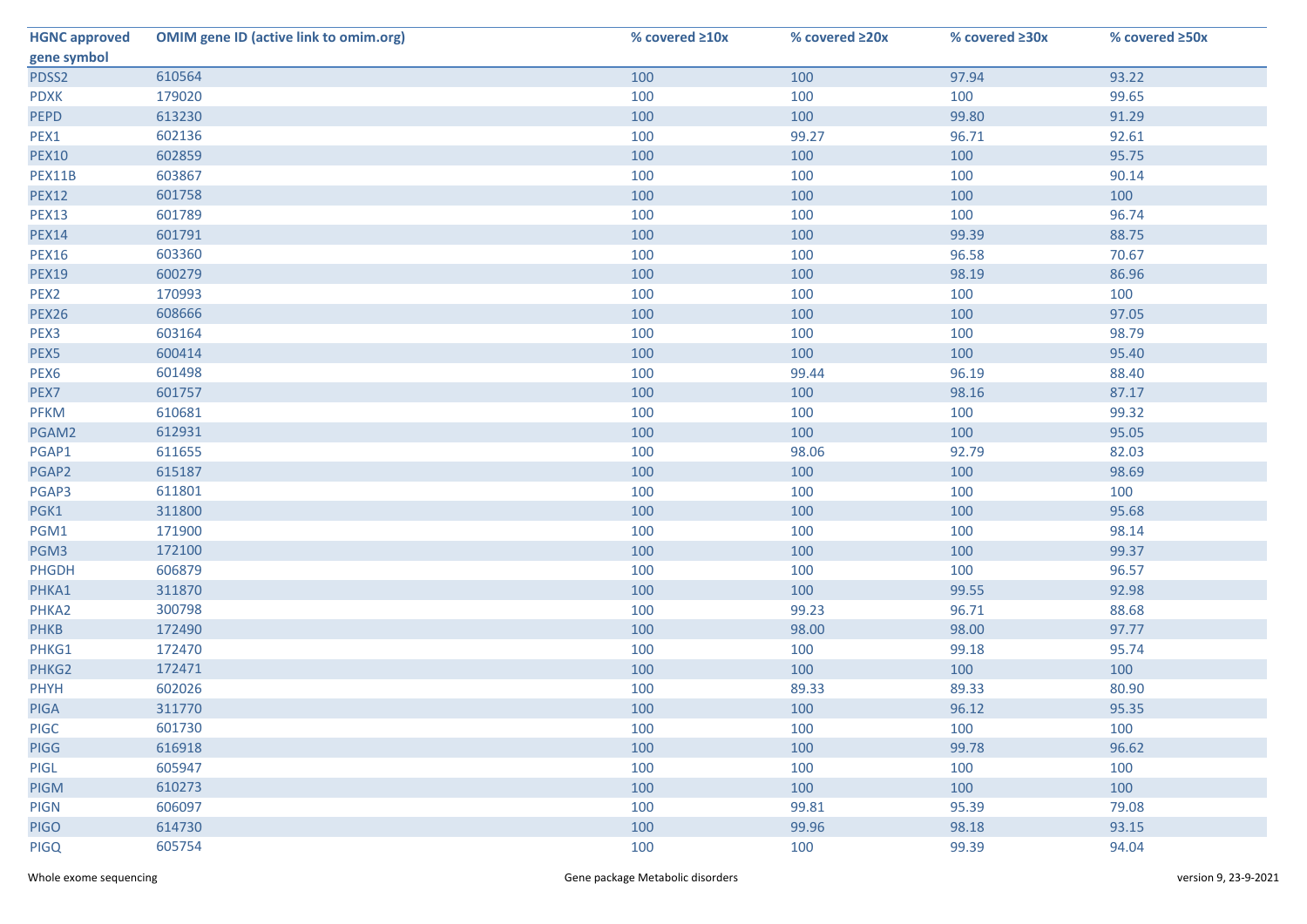| HGNC approved gene symbol | OMIM gene ID (active link to omim.org) | % covered ≥10x | % covered ≥20x | % covered ≥30x | % covered ≥50x |
|---|---|---|---|---|---|
| PDSS2 | 610564 | 100 | 100 | 97.94 | 93.22 |
| PDXK | 179020 | 100 | 100 | 100 | 99.65 |
| PEPD | 613230 | 100 | 100 | 99.80 | 91.29 |
| PEX1 | 602136 | 100 | 99.27 | 96.71 | 92.61 |
| PEX10 | 602859 | 100 | 100 | 100 | 95.75 |
| PEX11B | 603867 | 100 | 100 | 100 | 90.14 |
| PEX12 | 601758 | 100 | 100 | 100 | 100 |
| PEX13 | 601789 | 100 | 100 | 100 | 96.74 |
| PEX14 | 601791 | 100 | 100 | 99.39 | 88.75 |
| PEX16 | 603360 | 100 | 100 | 96.58 | 70.67 |
| PEX19 | 600279 | 100 | 100 | 98.19 | 86.96 |
| PEX2 | 170993 | 100 | 100 | 100 | 100 |
| PEX26 | 608666 | 100 | 100 | 100 | 97.05 |
| PEX3 | 603164 | 100 | 100 | 100 | 98.79 |
| PEX5 | 600414 | 100 | 100 | 100 | 95.40 |
| PEX6 | 601498 | 100 | 99.44 | 96.19 | 88.40 |
| PEX7 | 601757 | 100 | 100 | 98.16 | 87.17 |
| PFKM | 610681 | 100 | 100 | 100 | 99.32 |
| PGAM2 | 612931 | 100 | 100 | 100 | 95.05 |
| PGAP1 | 611655 | 100 | 98.06 | 92.79 | 82.03 |
| PGAP2 | 615187 | 100 | 100 | 100 | 98.69 |
| PGAP3 | 611801 | 100 | 100 | 100 | 100 |
| PGK1 | 311800 | 100 | 100 | 100 | 95.68 |
| PGM1 | 171900 | 100 | 100 | 100 | 98.14 |
| PGM3 | 172100 | 100 | 100 | 100 | 99.37 |
| PHGDH | 606879 | 100 | 100 | 100 | 96.57 |
| PHKA1 | 311870 | 100 | 100 | 99.55 | 92.98 |
| PHKA2 | 300798 | 100 | 99.23 | 96.71 | 88.68 |
| PHKB | 172490 | 100 | 98.00 | 98.00 | 97.77 |
| PHKG1 | 172470 | 100 | 100 | 99.18 | 95.74 |
| PHKG2 | 172471 | 100 | 100 | 100 | 100 |
| PHYH | 602026 | 100 | 89.33 | 89.33 | 80.90 |
| PIGA | 311770 | 100 | 100 | 96.12 | 95.35 |
| PIGC | 601730 | 100 | 100 | 100 | 100 |
| PIGG | 616918 | 100 | 100 | 99.78 | 96.62 |
| PIGL | 605947 | 100 | 100 | 100 | 100 |
| PIGM | 610273 | 100 | 100 | 100 | 100 |
| PIGN | 606097 | 100 | 99.81 | 95.39 | 79.08 |
| PIGO | 614730 | 100 | 99.96 | 98.18 | 93.15 |
| PIGQ | 605754 | 100 | 100 | 99.39 | 94.04 |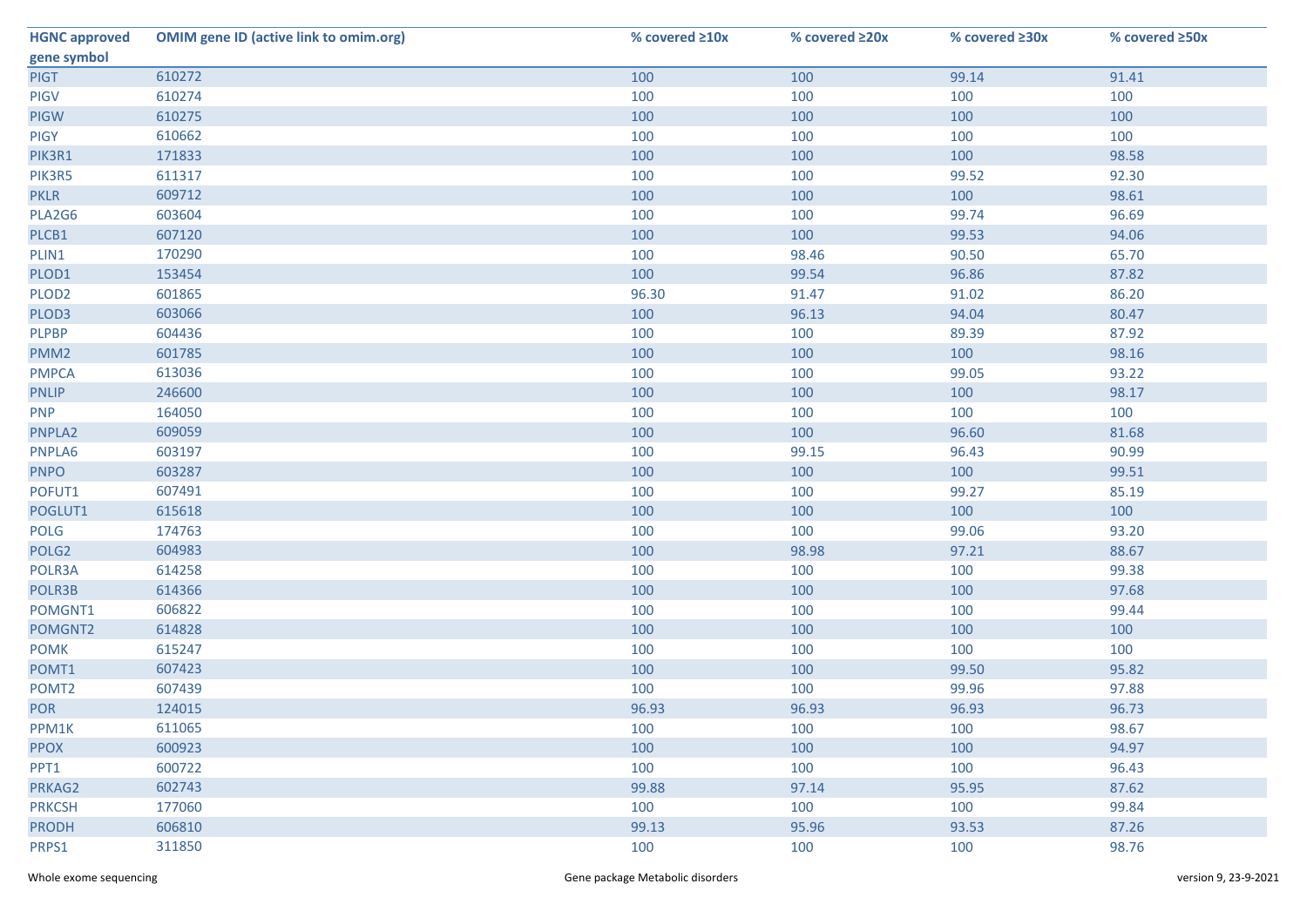| HGNC approved gene symbol | OMIM gene ID (active link to omim.org) | % covered ≥10x | % covered ≥20x | % covered ≥30x | % covered ≥50x |
|---|---|---|---|---|---|
| PIGT | 610272 | 100 | 100 | 99.14 | 91.41 |
| PIGV | 610274 | 100 | 100 | 100 | 100 |
| PIGW | 610275 | 100 | 100 | 100 | 100 |
| PIGY | 610662 | 100 | 100 | 100 | 100 |
| PIK3R1 | 171833 | 100 | 100 | 100 | 98.58 |
| PIK3R5 | 611317 | 100 | 100 | 99.52 | 92.30 |
| PKLR | 609712 | 100 | 100 | 100 | 98.61 |
| PLA2G6 | 603604 | 100 | 100 | 99.74 | 96.69 |
| PLCB1 | 607120 | 100 | 100 | 99.53 | 94.06 |
| PLIN1 | 170290 | 100 | 98.46 | 90.50 | 65.70 |
| PLOD1 | 153454 | 100 | 99.54 | 96.86 | 87.82 |
| PLOD2 | 601865 | 96.30 | 91.47 | 91.02 | 86.20 |
| PLOD3 | 603066 | 100 | 96.13 | 94.04 | 80.47 |
| PLPBP | 604436 | 100 | 100 | 89.39 | 87.92 |
| PMM2 | 601785 | 100 | 100 | 100 | 98.16 |
| PMPCA | 613036 | 100 | 100 | 99.05 | 93.22 |
| PNLIP | 246600 | 100 | 100 | 100 | 98.17 |
| PNP | 164050 | 100 | 100 | 100 | 100 |
| PNPLA2 | 609059 | 100 | 100 | 96.60 | 81.68 |
| PNPLA6 | 603197 | 100 | 99.15 | 96.43 | 90.99 |
| PNPO | 603287 | 100 | 100 | 100 | 99.51 |
| POFUT1 | 607491 | 100 | 100 | 99.27 | 85.19 |
| POGLUT1 | 615618 | 100 | 100 | 100 | 100 |
| POLG | 174763 | 100 | 100 | 99.06 | 93.20 |
| POLG2 | 604983 | 100 | 98.98 | 97.21 | 88.67 |
| POLR3A | 614258 | 100 | 100 | 100 | 99.38 |
| POLR3B | 614366 | 100 | 100 | 100 | 97.68 |
| POMGNT1 | 606822 | 100 | 100 | 100 | 99.44 |
| POMGNT2 | 614828 | 100 | 100 | 100 | 100 |
| POMK | 615247 | 100 | 100 | 100 | 100 |
| POMT1 | 607423 | 100 | 100 | 99.50 | 95.82 |
| POMT2 | 607439 | 100 | 100 | 99.96 | 97.88 |
| POR | 124015 | 96.93 | 96.93 | 96.93 | 96.73 |
| PPM1K | 611065 | 100 | 100 | 100 | 98.67 |
| PPOX | 600923 | 100 | 100 | 100 | 94.97 |
| PPT1 | 600722 | 100 | 100 | 100 | 96.43 |
| PRKAG2 | 602743 | 99.88 | 97.14 | 95.95 | 87.62 |
| PRKCSH | 177060 | 100 | 100 | 100 | 99.84 |
| PRODH | 606810 | 99.13 | 95.96 | 93.53 | 87.26 |
| PRPS1 | 311850 | 100 | 100 | 100 | 98.76 |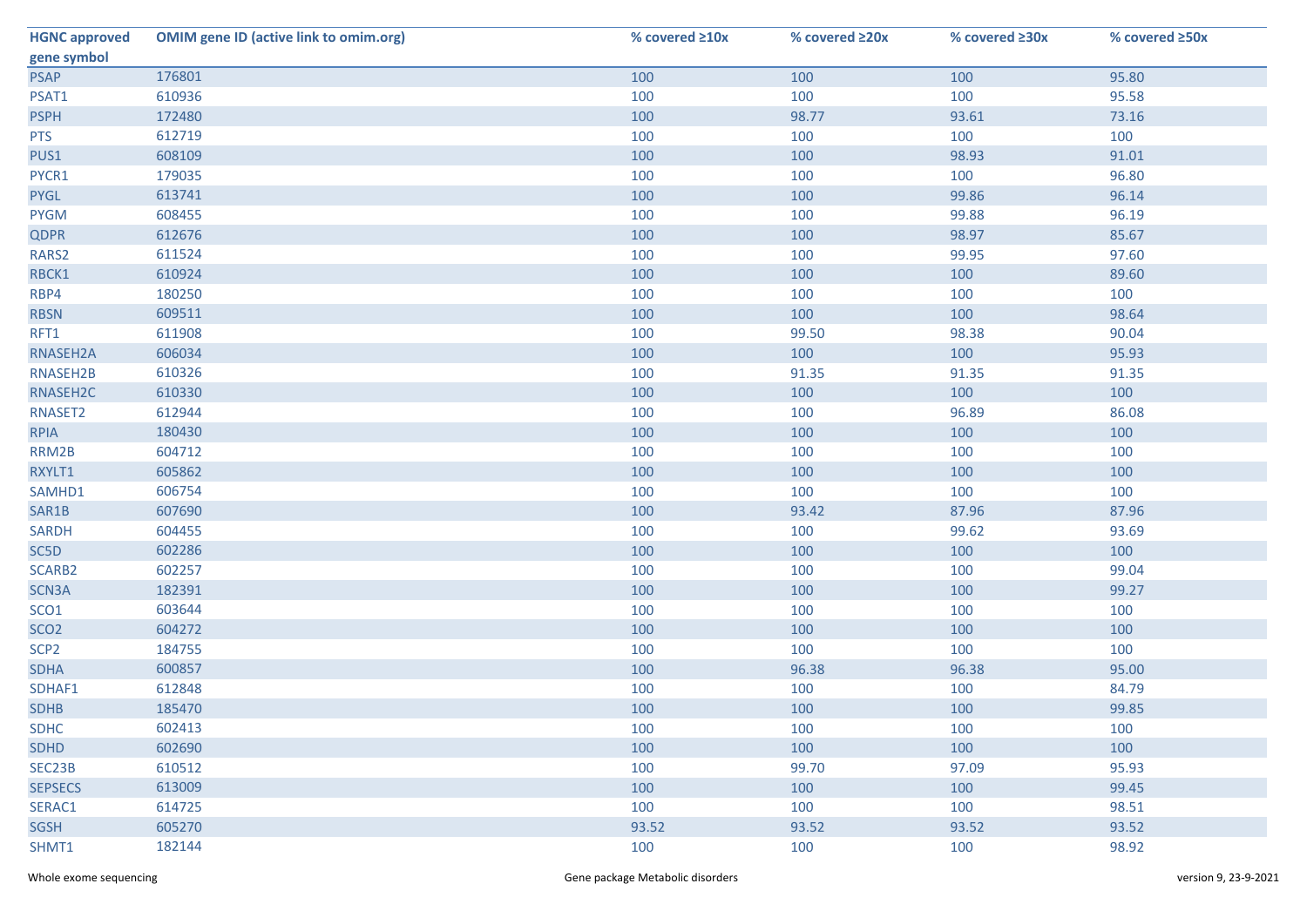| HGNC approved gene symbol | OMIM gene ID (active link to omim.org) | % covered ≥10x | % covered ≥20x | % covered ≥30x | % covered ≥50x |
|---|---|---|---|---|---|
| PSAP | 176801 | 100 | 100 | 100 | 95.80 |
| PSAT1 | 610936 | 100 | 100 | 100 | 95.58 |
| PSPH | 172480 | 100 | 98.77 | 93.61 | 73.16 |
| PTS | 612719 | 100 | 100 | 100 | 100 |
| PUS1 | 608109 | 100 | 100 | 98.93 | 91.01 |
| PYCR1 | 179035 | 100 | 100 | 100 | 96.80 |
| PYGL | 613741 | 100 | 100 | 99.86 | 96.14 |
| PYGM | 608455 | 100 | 100 | 99.88 | 96.19 |
| QDPR | 612676 | 100 | 100 | 98.97 | 85.67 |
| RARS2 | 611524 | 100 | 100 | 99.95 | 97.60 |
| RBCK1 | 610924 | 100 | 100 | 100 | 89.60 |
| RBP4 | 180250 | 100 | 100 | 100 | 100 |
| RBSN | 609511 | 100 | 100 | 100 | 98.64 |
| RFT1 | 611908 | 100 | 99.50 | 98.38 | 90.04 |
| RNASEH2A | 606034 | 100 | 100 | 100 | 95.93 |
| RNASEH2B | 610326 | 100 | 91.35 | 91.35 | 91.35 |
| RNASEH2C | 610330 | 100 | 100 | 100 | 100 |
| RNASET2 | 612944 | 100 | 100 | 96.89 | 86.08 |
| RPIA | 180430 | 100 | 100 | 100 | 100 |
| RRM2B | 604712 | 100 | 100 | 100 | 100 |
| RXYLT1 | 605862 | 100 | 100 | 100 | 100 |
| SAMHD1 | 606754 | 100 | 100 | 100 | 100 |
| SAR1B | 607690 | 100 | 93.42 | 87.96 | 87.96 |
| SARDH | 604455 | 100 | 100 | 99.62 | 93.69 |
| SC5D | 602286 | 100 | 100 | 100 | 100 |
| SCARB2 | 602257 | 100 | 100 | 100 | 99.04 |
| SCN3A | 182391 | 100 | 100 | 100 | 99.27 |
| SCO1 | 603644 | 100 | 100 | 100 | 100 |
| SCO2 | 604272 | 100 | 100 | 100 | 100 |
| SCP2 | 184755 | 100 | 100 | 100 | 100 |
| SDHA | 600857 | 100 | 96.38 | 96.38 | 95.00 |
| SDHAF1 | 612848 | 100 | 100 | 100 | 84.79 |
| SDHB | 185470 | 100 | 100 | 100 | 99.85 |
| SDHC | 602413 | 100 | 100 | 100 | 100 |
| SDHD | 602690 | 100 | 100 | 100 | 100 |
| SEC23B | 610512 | 100 | 99.70 | 97.09 | 95.93 |
| SEPSECS | 613009 | 100 | 100 | 100 | 99.45 |
| SERAC1 | 614725 | 100 | 100 | 100 | 98.51 |
| SGSH | 605270 | 93.52 | 93.52 | 93.52 | 93.52 |
| SHMT1 | 182144 | 100 | 100 | 100 | 98.92 |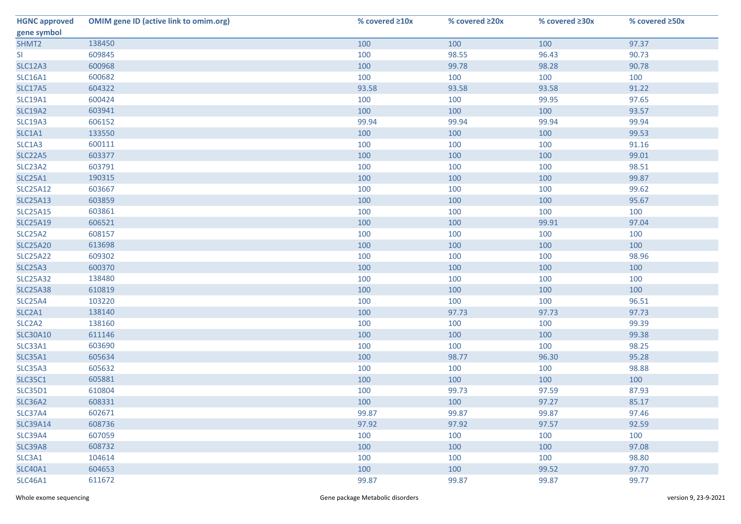| HGNC approved gene symbol | OMIM gene ID (active link to omim.org) | % covered ≥10x | % covered ≥20x | % covered ≥30x | % covered ≥50x |
|---|---|---|---|---|---|
| SHMT2 | 138450 | 100 | 100 | 100 | 97.37 |
| SI | 609845 | 100 | 98.55 | 96.43 | 90.73 |
| SLC12A3 | 600968 | 100 | 99.78 | 98.28 | 90.78 |
| SLC16A1 | 600682 | 100 | 100 | 100 | 100 |
| SLC17A5 | 604322 | 93.58 | 93.58 | 93.58 | 91.22 |
| SLC19A1 | 600424 | 100 | 100 | 99.95 | 97.65 |
| SLC19A2 | 603941 | 100 | 100 | 100 | 93.57 |
| SLC19A3 | 606152 | 99.94 | 99.94 | 99.94 | 99.94 |
| SLC1A1 | 133550 | 100 | 100 | 100 | 99.53 |
| SLC1A3 | 600111 | 100 | 100 | 100 | 91.16 |
| SLC22A5 | 603377 | 100 | 100 | 100 | 99.01 |
| SLC23A2 | 603791 | 100 | 100 | 100 | 98.51 |
| SLC25A1 | 190315 | 100 | 100 | 100 | 99.87 |
| SLC25A12 | 603667 | 100 | 100 | 100 | 99.62 |
| SLC25A13 | 603859 | 100 | 100 | 100 | 95.67 |
| SLC25A15 | 603861 | 100 | 100 | 100 | 100 |
| SLC25A19 | 606521 | 100 | 100 | 99.91 | 97.04 |
| SLC25A2 | 608157 | 100 | 100 | 100 | 100 |
| SLC25A20 | 613698 | 100 | 100 | 100 | 100 |
| SLC25A22 | 609302 | 100 | 100 | 100 | 98.96 |
| SLC25A3 | 600370 | 100 | 100 | 100 | 100 |
| SLC25A32 | 138480 | 100 | 100 | 100 | 100 |
| SLC25A38 | 610819 | 100 | 100 | 100 | 100 |
| SLC25A4 | 103220 | 100 | 100 | 100 | 96.51 |
| SLC2A1 | 138140 | 100 | 97.73 | 97.73 | 97.73 |
| SLC2A2 | 138160 | 100 | 100 | 100 | 99.39 |
| SLC30A10 | 611146 | 100 | 100 | 100 | 99.38 |
| SLC33A1 | 603690 | 100 | 100 | 100 | 98.25 |
| SLC35A1 | 605634 | 100 | 98.77 | 96.30 | 95.28 |
| SLC35A3 | 605632 | 100 | 100 | 100 | 98.88 |
| SLC35C1 | 605881 | 100 | 100 | 100 | 100 |
| SLC35D1 | 610804 | 100 | 99.73 | 97.59 | 87.93 |
| SLC36A2 | 608331 | 100 | 100 | 97.27 | 85.17 |
| SLC37A4 | 602671 | 99.87 | 99.87 | 99.87 | 97.46 |
| SLC39A14 | 608736 | 97.92 | 97.92 | 97.57 | 92.59 |
| SLC39A4 | 607059 | 100 | 100 | 100 | 100 |
| SLC39A8 | 608732 | 100 | 100 | 100 | 97.08 |
| SLC3A1 | 104614 | 100 | 100 | 100 | 98.80 |
| SLC40A1 | 604653 | 100 | 100 | 99.52 | 97.70 |
| SLC46A1 | 611672 | 99.87 | 99.87 | 99.87 | 99.77 |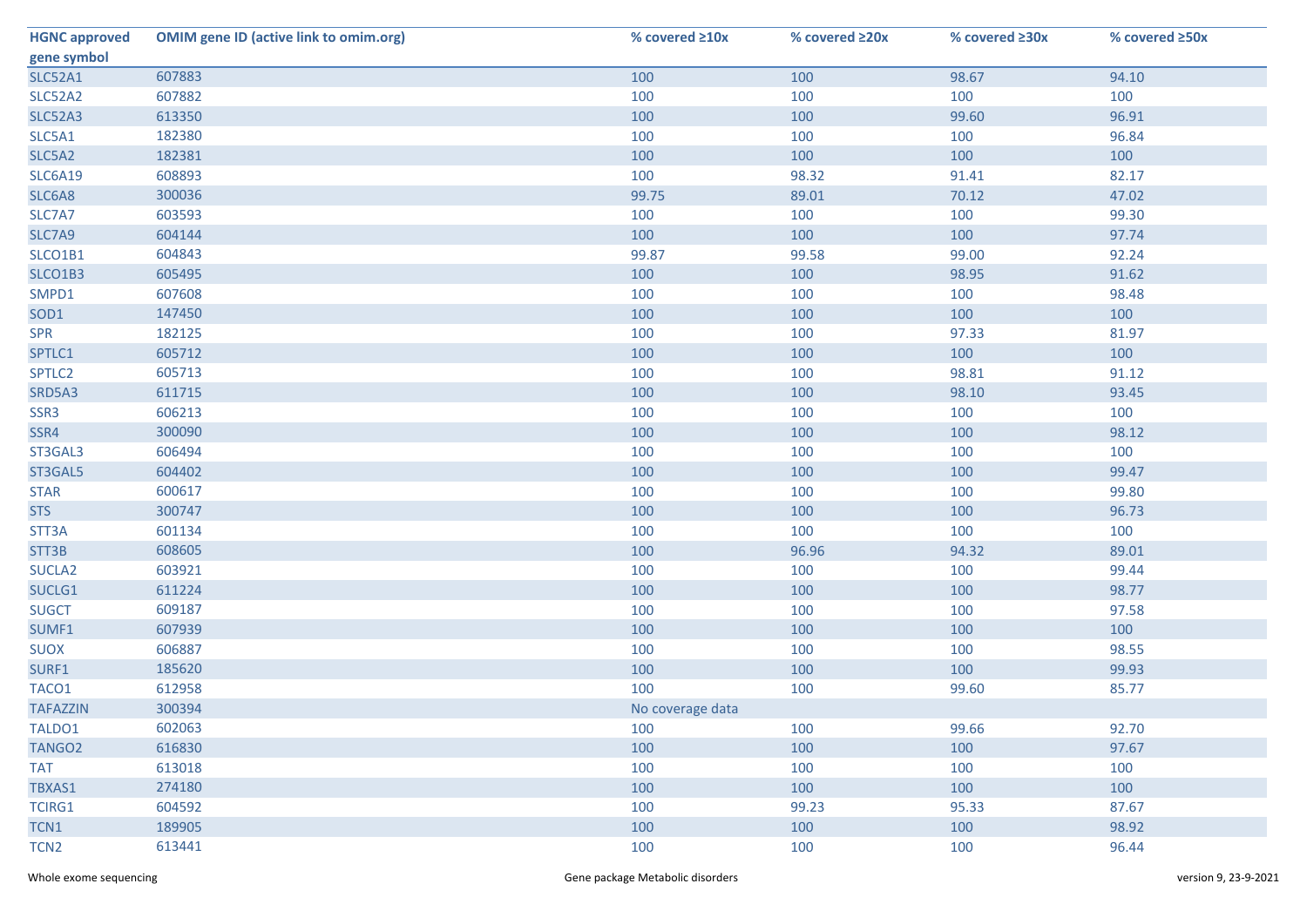| HGNC approved gene symbol | OMIM gene ID (active link to omim.org) | % covered ≥10x | % covered ≥20x | % covered ≥30x | % covered ≥50x |
|---|---|---|---|---|---|
| SLC52A1 | 607883 | 100 | 100 | 98.67 | 94.10 |
| SLC52A2 | 607882 | 100 | 100 | 100 | 100 |
| SLC52A3 | 613350 | 100 | 100 | 99.60 | 96.91 |
| SLC5A1 | 182380 | 100 | 100 | 100 | 96.84 |
| SLC5A2 | 182381 | 100 | 100 | 100 | 100 |
| SLC6A19 | 608893 | 100 | 98.32 | 91.41 | 82.17 |
| SLC6A8 | 300036 | 99.75 | 89.01 | 70.12 | 47.02 |
| SLC7A7 | 603593 | 100 | 100 | 100 | 99.30 |
| SLC7A9 | 604144 | 100 | 100 | 100 | 97.74 |
| SLCO1B1 | 604843 | 99.87 | 99.58 | 99.00 | 92.24 |
| SLCO1B3 | 605495 | 100 | 100 | 98.95 | 91.62 |
| SMPD1 | 607608 | 100 | 100 | 100 | 98.48 |
| SOD1 | 147450 | 100 | 100 | 100 | 100 |
| SPR | 182125 | 100 | 100 | 97.33 | 81.97 |
| SPTLC1 | 605712 | 100 | 100 | 100 | 100 |
| SPTLC2 | 605713 | 100 | 100 | 98.81 | 91.12 |
| SRD5A3 | 611715 | 100 | 100 | 98.10 | 93.45 |
| SSR3 | 606213 | 100 | 100 | 100 | 100 |
| SSR4 | 300090 | 100 | 100 | 100 | 98.12 |
| ST3GAL3 | 606494 | 100 | 100 | 100 | 100 |
| ST3GAL5 | 604402 | 100 | 100 | 100 | 99.47 |
| STAR | 600617 | 100 | 100 | 100 | 99.80 |
| STS | 300747 | 100 | 100 | 100 | 96.73 |
| STT3A | 601134 | 100 | 100 | 100 | 100 |
| STT3B | 608605 | 100 | 96.96 | 94.32 | 89.01 |
| SUCLA2 | 603921 | 100 | 100 | 100 | 99.44 |
| SUCLG1 | 611224 | 100 | 100 | 100 | 98.77 |
| SUGCT | 609187 | 100 | 100 | 100 | 97.58 |
| SUMF1 | 607939 | 100 | 100 | 100 | 100 |
| SUOX | 606887 | 100 | 100 | 100 | 98.55 |
| SURF1 | 185620 | 100 | 100 | 100 | 99.93 |
| TACO1 | 612958 | 100 | 100 | 99.60 | 85.77 |
| TAFAZZIN | 300394 | No coverage data | | | |
| TALDO1 | 602063 | 100 | 100 | 99.66 | 92.70 |
| TANGO2 | 616830 | 100 | 100 | 100 | 97.67 |
| TAT | 613018 | 100 | 100 | 100 | 100 |
| TBXAS1 | 274180 | 100 | 100 | 100 | 100 |
| TCIRG1 | 604592 | 100 | 99.23 | 95.33 | 87.67 |
| TCN1 | 189905 | 100 | 100 | 100 | 98.92 |
| TCN2 | 613441 | 100 | 100 | 100 | 96.44 |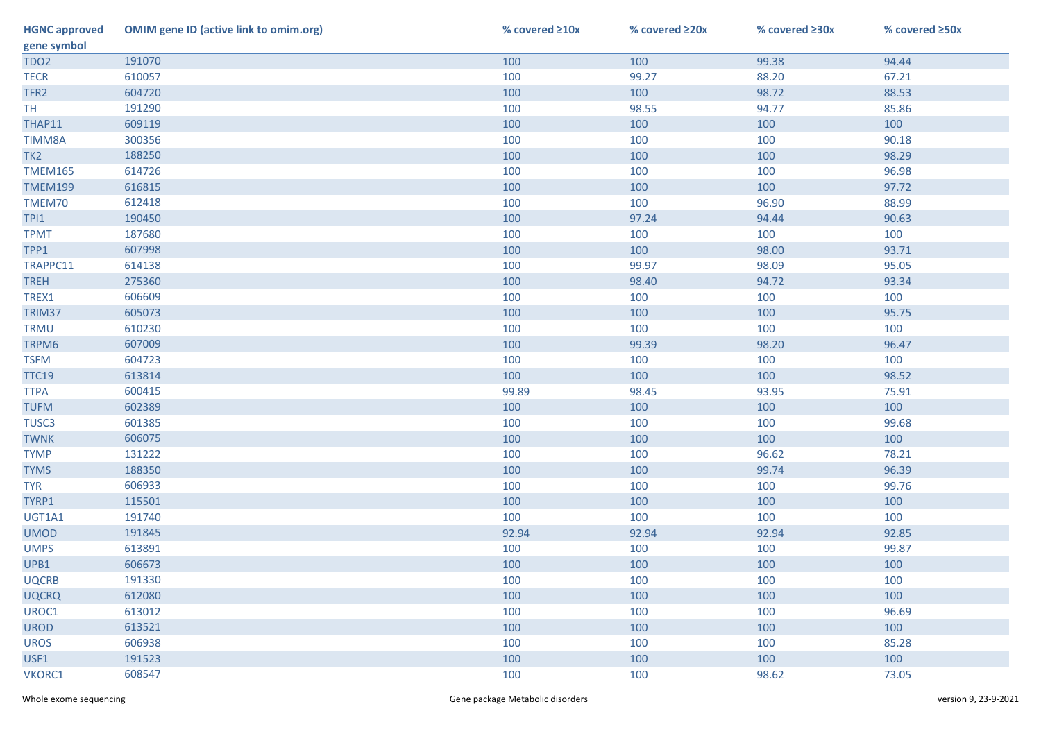| HGNC approved gene symbol | OMIM gene ID (active link to omim.org) | % covered ≥10x | % covered ≥20x | % covered ≥30x | % covered ≥50x |
|---|---|---|---|---|---|
| TDO2 | 191070 | 100 | 100 | 99.38 | 94.44 |
| TECR | 610057 | 100 | 99.27 | 88.20 | 67.21 |
| TFR2 | 604720 | 100 | 100 | 98.72 | 88.53 |
| TH | 191290 | 100 | 98.55 | 94.77 | 85.86 |
| THAP11 | 609119 | 100 | 100 | 100 | 100 |
| TIMM8A | 300356 | 100 | 100 | 100 | 90.18 |
| TK2 | 188250 | 100 | 100 | 100 | 98.29 |
| TMEM165 | 614726 | 100 | 100 | 100 | 96.98 |
| TMEM199 | 616815 | 100 | 100 | 100 | 97.72 |
| TMEM70 | 612418 | 100 | 100 | 96.90 | 88.99 |
| TPI1 | 190450 | 100 | 97.24 | 94.44 | 90.63 |
| TPMT | 187680 | 100 | 100 | 100 | 100 |
| TPP1 | 607998 | 100 | 100 | 98.00 | 93.71 |
| TRAPPC11 | 614138 | 100 | 99.97 | 98.09 | 95.05 |
| TREH | 275360 | 100 | 98.40 | 94.72 | 93.34 |
| TREX1 | 606609 | 100 | 100 | 100 | 100 |
| TRIM37 | 605073 | 100 | 100 | 100 | 95.75 |
| TRMU | 610230 | 100 | 100 | 100 | 100 |
| TRPM6 | 607009 | 100 | 99.39 | 98.20 | 96.47 |
| TSFM | 604723 | 100 | 100 | 100 | 100 |
| TTC19 | 613814 | 100 | 100 | 100 | 98.52 |
| TTPA | 600415 | 99.89 | 98.45 | 93.95 | 75.91 |
| TUFM | 602389 | 100 | 100 | 100 | 100 |
| TUSC3 | 601385 | 100 | 100 | 100 | 99.68 |
| TWNK | 606075 | 100 | 100 | 100 | 100 |
| TYMP | 131222 | 100 | 100 | 96.62 | 78.21 |
| TYMS | 188350 | 100 | 100 | 99.74 | 96.39 |
| TYR | 606933 | 100 | 100 | 100 | 99.76 |
| TYRP1 | 115501 | 100 | 100 | 100 | 100 |
| UGT1A1 | 191740 | 100 | 100 | 100 | 100 |
| UMOD | 191845 | 92.94 | 92.94 | 92.94 | 92.85 |
| UMPS | 613891 | 100 | 100 | 100 | 99.87 |
| UPB1 | 606673 | 100 | 100 | 100 | 100 |
| UQCRB | 191330 | 100 | 100 | 100 | 100 |
| UQCRQ | 612080 | 100 | 100 | 100 | 100 |
| UROC1 | 613012 | 100 | 100 | 100 | 96.69 |
| UROD | 613521 | 100 | 100 | 100 | 100 |
| UROS | 606938 | 100 | 100 | 100 | 85.28 |
| USF1 | 191523 | 100 | 100 | 100 | 100 |
| VKORC1 | 608547 | 100 | 100 | 98.62 | 73.05 |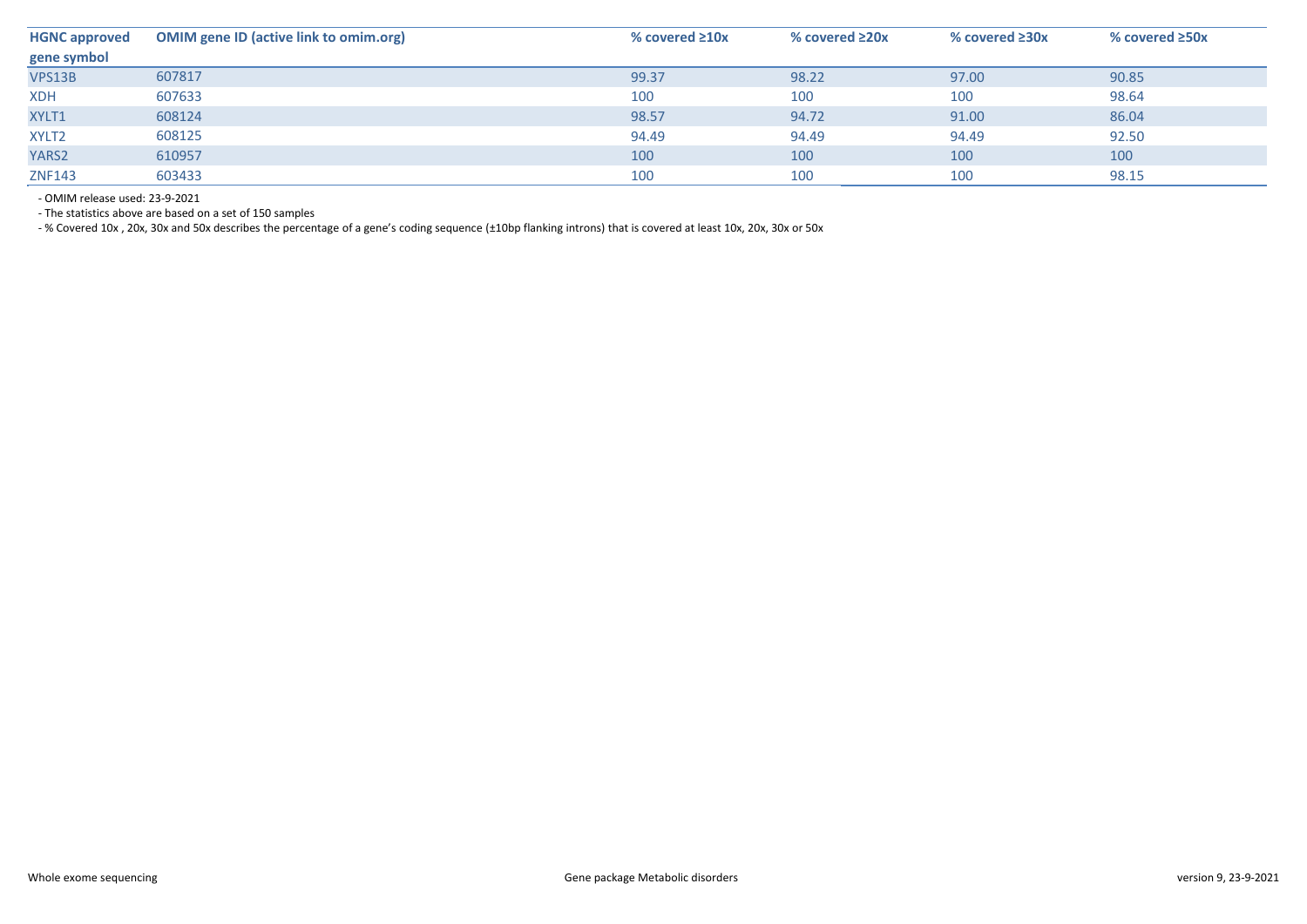| HGNC approved gene symbol | OMIM gene ID (active link to omim.org) | % covered ≥10x | % covered ≥20x | % covered ≥30x | % covered ≥50x |
|---|---|---|---|---|---|
| VPS13B | 607817 | 99.37 | 98.22 | 97.00 | 90.85 |
| XDH | 607633 | 100 | 100 | 100 | 98.64 |
| XYLT1 | 608124 | 98.57 | 94.72 | 91.00 | 86.04 |
| XYLT2 | 608125 | 94.49 | 94.49 | 94.49 | 92.50 |
| YARS2 | 610957 | 100 | 100 | 100 | 100 |
| ZNF143 | 603433 | 100 | 100 | 100 | 98.15 |

- OMIM release used: 23-9-2021
- The statistics above are based on a set of 150 samples
- % Covered 10x , 20x, 30x and 50x describes the percentage of a gene's coding sequence (±10bp flanking introns) that is covered at least 10x, 20x, 30x or 50x